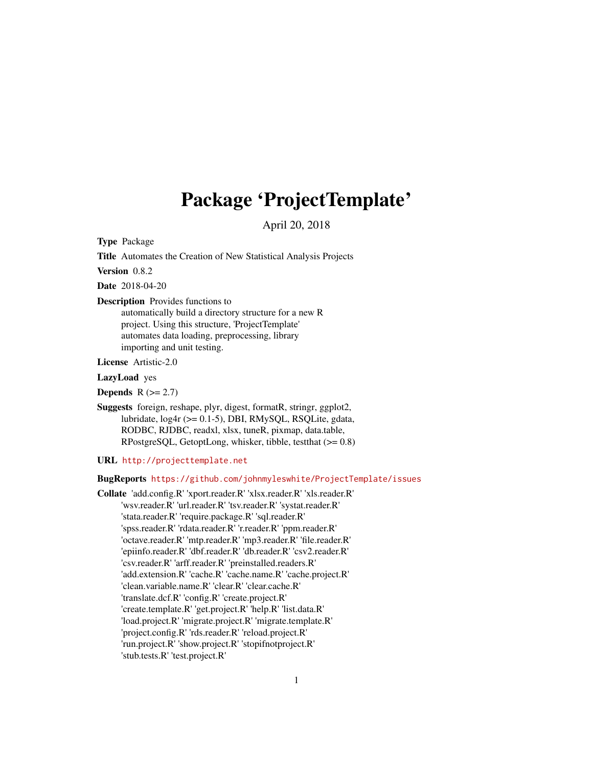# Package 'ProjectTemplate'

April 20, 2018

**Type** Package

**Title** Automates the Creation of New Statistical Analysis Projects

**Version** 0.8.2

**Date** 2018-04-20

**Description** Provides functions to automatically build a directory structure for a new R project. Using this structure, 'ProjectTemplate' automates data loading, preprocessing, library importing and unit testing.

**License** Artistic-2.0

**LazyLoad** yes

**Depends** R (>= 2.7)

**Suggests** foreign, reshape, plyr, digest, formatR, stringr, ggplot2, lubridate, log4r (>= 0.1-5), DBI, RMySQL, RSQLite, gdata, RODBC, RJDBC, readxl, xlsx, tuneR, pixmap, data.table, RPostgreSQL, GetoptLong, whisker, tibble, testthat (>= 0.8)

**URL** http://projecttemplate.net

**BugReports** https://github.com/johnmyleswhite/ProjectTemplate/issues

**Collate** 'add.config.R' 'xport.reader.R' 'xlsx.reader.R' 'xls.reader.R' 'wsv.reader.R' 'url.reader.R' 'tsv.reader.R' 'systat.reader.R' 'stata.reader.R' 'require.package.R' 'sql.reader.R' 'spss.reader.R' 'rdata.reader.R' 'r.reader.R' 'ppm.reader.R' 'octave.reader.R' 'mtp.reader.R' 'mp3.reader.R' 'file.reader.R' 'epiinfo.reader.R' 'dbf.reader.R' 'db.reader.R' 'csv2.reader.R' 'csv.reader.R' 'arff.reader.R' 'preinstalled.readers.R' 'add.extension.R' 'cache.R' 'cache.name.R' 'cache.project.R' 'clean.variable.name.R' 'clear.R' 'clear.cache.R' 'translate.dcf.R' 'config.R' 'create.project.R' 'create.template.R' 'get.project.R' 'help.R' 'list.data.R' 'load.project.R' 'migrate.project.R' 'migrate.template.R' 'project.config.R' 'rds.reader.R' 'reload.project.R' 'run.project.R' 'show.project.R' 'stopifnotproject.R' 'stub.tests.R' 'test.project.R'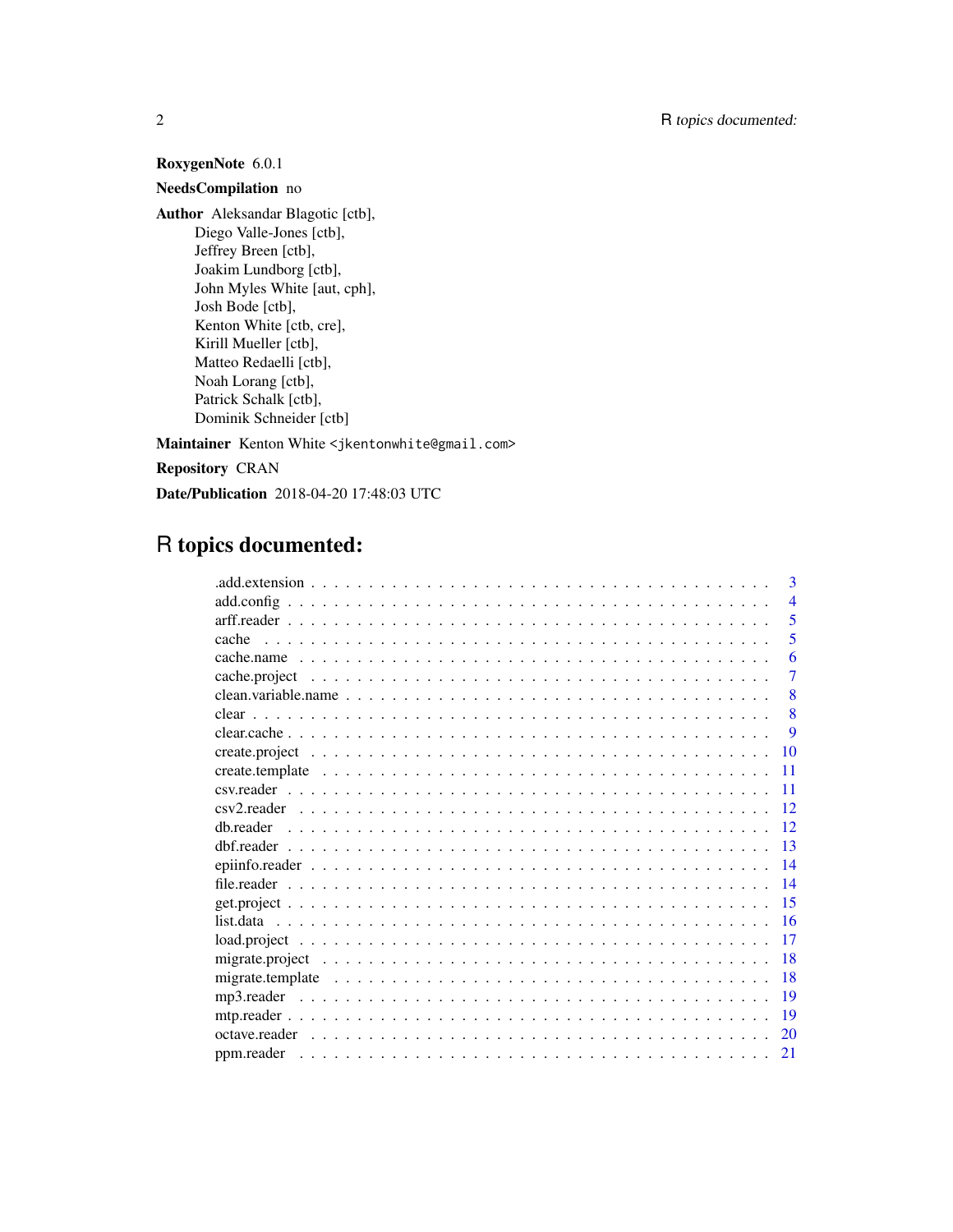**RoxygenNote** 6.0.1

**NeedsCompilation** no

**Author** Aleksandar Blagotic [ctb],
Diego Valle-Jones [ctb],
Jeffrey Breen [ctb],
Joakim Lundborg [ctb],
John Myles White [aut, cph],
Josh Bode [ctb],
Kenton White [ctb, cre],
Kirill Mueller [ctb],
Matteo Redaelli [ctb],
Noah Lorang [ctb],
Patrick Schalk [ctb],
Dominik Schneider [ctb]

**Maintainer** Kenton White <jkentonwhite@gmail.com>

**Repository** CRAN

**Date/Publication** 2018-04-20 17:48:03 UTC

# R topics documented:

| | |
|---|---|
| .add.extension | 3 |
| add.config | 4 |
| arff.reader | 5 |
| cache | 5 |
| cache.name | 6 |
| cache.project | 7 |
| clean.variable.name | 8 |
| clear | 8 |
| clear.cache | 9 |
| create.project | 10 |
| create.template | 11 |
| csv.reader | 11 |
| csv2.reader | 12 |
| db.reader | 12 |
| dbf.reader | 13 |
| epiinfo.reader | 14 |
| file.reader | 14 |
| get.project | 15 |
| list.data | 16 |
| load.project | 17 |
| migrate.project | 18 |
| migrate.template | 18 |
| mp3.reader | 19 |
| mtp.reader | 19 |
| octave.reader | 20 |
| ppm.reader | 21 |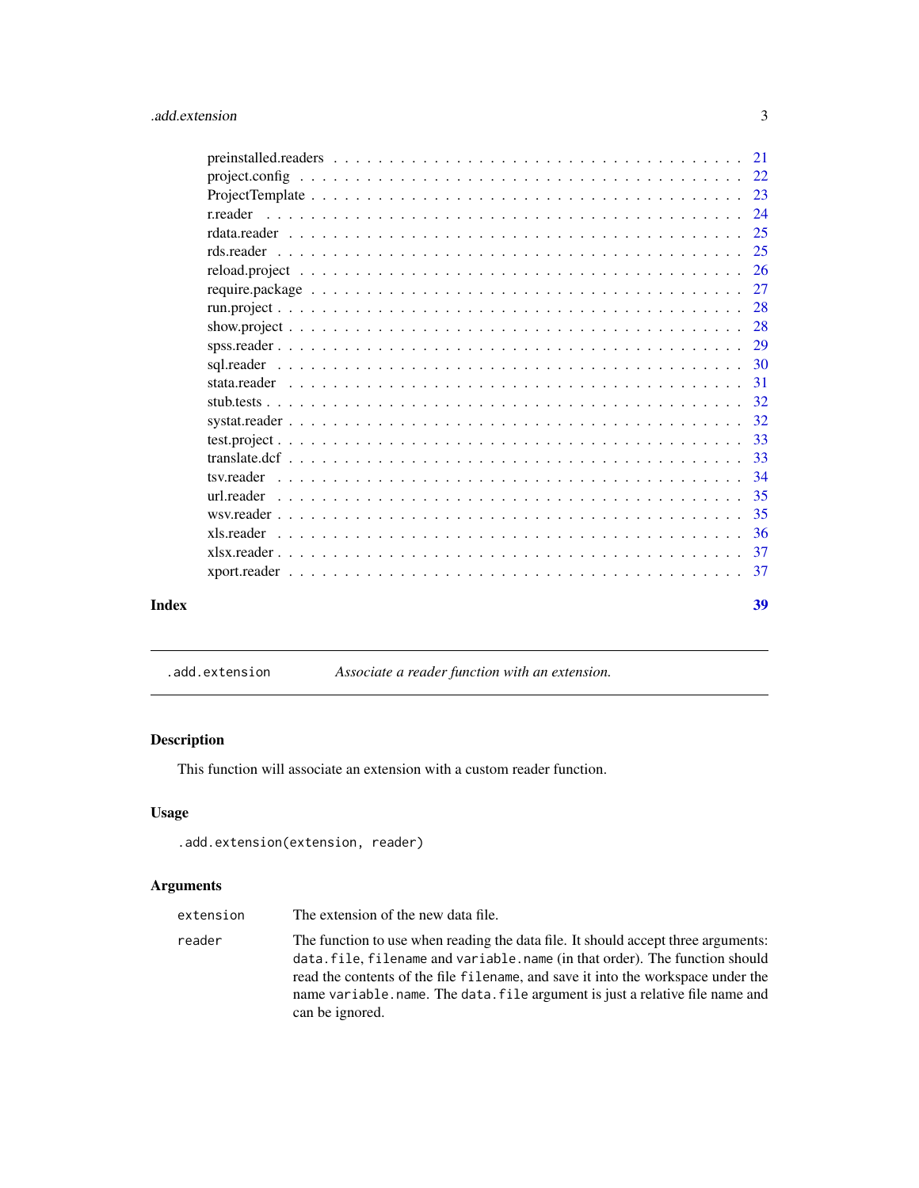preinstalled.readers . . . . . . . . . . . . . . . . . . . . . . . . . . . . . . . . . . 21
project.config . . . . . . . . . . . . . . . . . . . . . . . . . . . . . . . . . . . . . 22
ProjectTemplate . . . . . . . . . . . . . . . . . . . . . . . . . . . . . . . . . . . . 23
r.reader . . . . . . . . . . . . . . . . . . . . . . . . . . . . . . . . . . . . . . . . 24
rdata.reader . . . . . . . . . . . . . . . . . . . . . . . . . . . . . . . . . . . . . . 25
rds.reader . . . . . . . . . . . . . . . . . . . . . . . . . . . . . . . . . . . . . . . 25
reload.project . . . . . . . . . . . . . . . . . . . . . . . . . . . . . . . . . . . . . 26
require.package . . . . . . . . . . . . . . . . . . . . . . . . . . . . . . . . . . . . 27
run.project . . . . . . . . . . . . . . . . . . . . . . . . . . . . . . . . . . . . . . . 28
show.project . . . . . . . . . . . . . . . . . . . . . . . . . . . . . . . . . . . . . . 28
spss.reader . . . . . . . . . . . . . . . . . . . . . . . . . . . . . . . . . . . . . . . 29
sql.reader . . . . . . . . . . . . . . . . . . . . . . . . . . . . . . . . . . . . . . . . 30
stata.reader . . . . . . . . . . . . . . . . . . . . . . . . . . . . . . . . . . . . . . . 31
stub.tests . . . . . . . . . . . . . . . . . . . . . . . . . . . . . . . . . . . . . . . . 32
systat.reader . . . . . . . . . . . . . . . . . . . . . . . . . . . . . . . . . . . . . . 32
test.project . . . . . . . . . . . . . . . . . . . . . . . . . . . . . . . . . . . . . . . 33
translate.dcf . . . . . . . . . . . . . . . . . . . . . . . . . . . . . . . . . . . . . . 33
tsv.reader . . . . . . . . . . . . . . . . . . . . . . . . . . . . . . . . . . . . . . . . 34
url.reader . . . . . . . . . . . . . . . . . . . . . . . . . . . . . . . . . . . . . . . . 35
wsv.reader . . . . . . . . . . . . . . . . . . . . . . . . . . . . . . . . . . . . . . . . 35
xls.reader . . . . . . . . . . . . . . . . . . . . . . . . . . . . . . . . . . . . . . . . 36
xlsx.reader . . . . . . . . . . . . . . . . . . . . . . . . . . . . . . . . . . . . . . . 37
xport.reader . . . . . . . . . . . . . . . . . . . . . . . . . . . . . . . . . . . . . . . 37

**Index** **39**

---

`.add.extension` *Associate a reader function with an extension.*

---

## Description

This function will associate an extension with a custom reader function.

## Usage

```
.add.extension(extension, reader)
```

## Arguments

| | |
|---|---|
| `extension` | The extension of the new data file. |
| `reader` | The function to use when reading the data file. It should accept three arguments: `data.file`, `filename` and `variable.name` (in that order). The function should read the contents of the file `filename`, and save it into the workspace under the name `variable.name`. The `data.file` argument is just a relative file name and can be ignored. |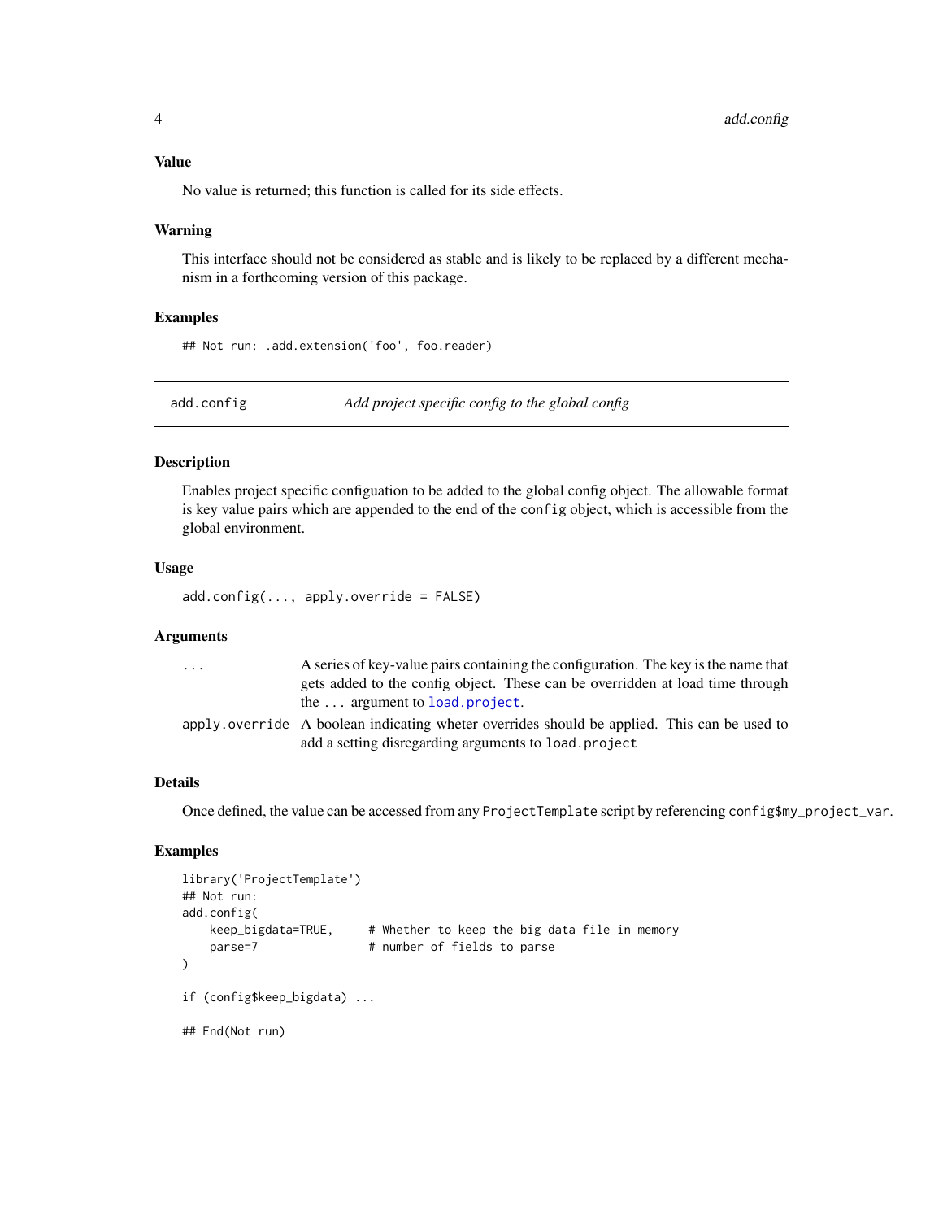### Value

No value is returned; this function is called for its side effects.

### Warning

This interface should not be considered as stable and is likely to be replaced by a different mechanism in a forthcoming version of this package.

### Examples

```
## Not run: .add.extension('foo', foo.reader)
```

---

## add.config — *Add project specific config to the global config*

### Description

Enables project specific configuation to be added to the global config object. The allowable format is key value pairs which are appended to the end of the `config` object, which is accessible from the global environment.

### Usage

```
add.config(..., apply.override = FALSE)
```

### Arguments

| | |
|---|---|
| `...` | A series of key-value pairs containing the configuration. The key is the name that gets added to the config object. These can be overridden at load time through the `...` argument to `load.project`. |
| `apply.override` | A boolean indicating wheter overrides should be applied. This can be used to add a setting disregarding arguments to `load.project` |

### Details

Once defined, the value can be accessed from any `ProjectTemplate` script by referencing `config$my_project_var`.

### Examples

```
library('ProjectTemplate')
## Not run:
add.config(
    keep_bigdata=TRUE,     # Whether to keep the big data file in memory
    parse=7                # number of fields to parse
)

if (config$keep_bigdata) ...

## End(Not run)
```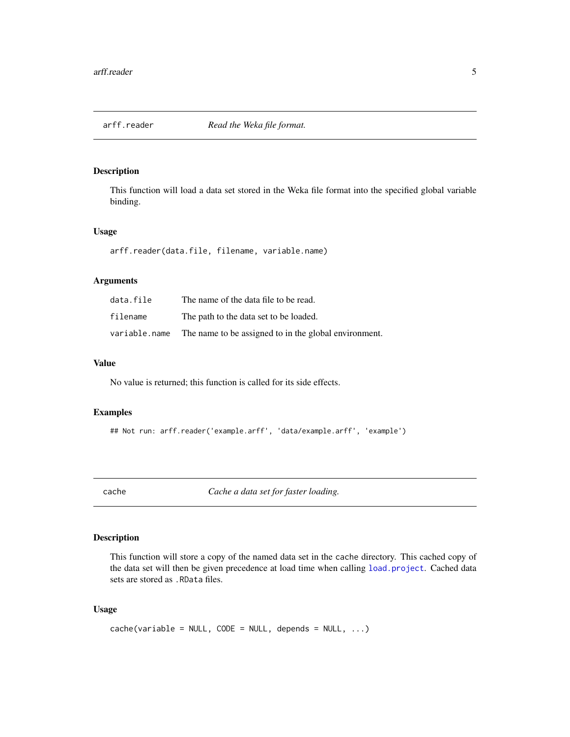## arff.reader — *Read the Weka file format.*

### Description

This function will load a data set stored in the Weka file format into the specified global variable binding.

### Usage

```
arff.reader(data.file, filename, variable.name)
```

### Arguments

| | |
|---|---|
| `data.file` | The name of the data file to be read. |
| `filename` | The path to the data set to be loaded. |
| `variable.name` | The name to be assigned to in the global environment. |

### Value

No value is returned; this function is called for its side effects.

### Examples

```
## Not run: arff.reader('example.arff', 'data/example.arff', 'example')
```

## cache — *Cache a data set for faster loading.*

### Description

This function will store a copy of the named data set in the `cache` directory. This cached copy of the data set will then be given precedence at load time when calling `load.project`. Cached data sets are stored as `.RData` files.

### Usage

```
cache(variable = NULL, CODE = NULL, depends = NULL, ...)
```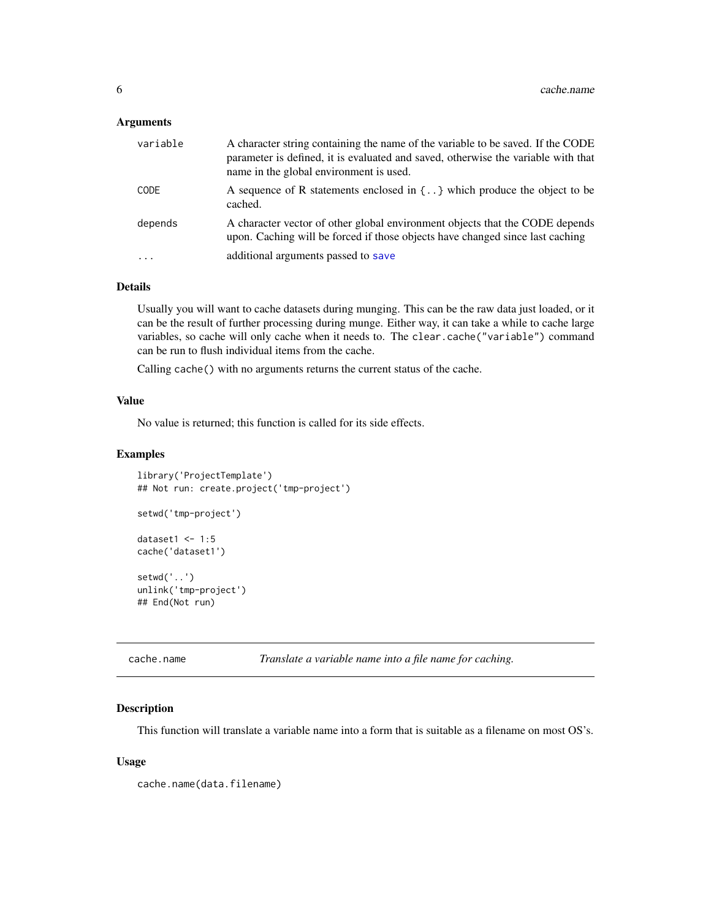### Arguments

| | |
|---|---|
| `variable` | A character string containing the name of the variable to be saved. If the CODE parameter is defined, it is evaluated and saved, otherwise the variable with that name in the global environment is used. |
| `CODE` | A sequence of R statements enclosed in `{..}` which produce the object to be cached. |
| `depends` | A character vector of other global environment objects that the CODE depends upon. Caching will be forced if those objects have changed since last caching |
| `...` | additional arguments passed to `save` |

### Details

Usually you will want to cache datasets during munging. This can be the raw data just loaded, or it can be the result of further processing during munge. Either way, it can take a while to cache large variables, so cache will only cache when it needs to. The `clear.cache("variable")` command can be run to flush individual items from the cache.

Calling `cache()` with no arguments returns the current status of the cache.

### Value

No value is returned; this function is called for its side effects.

### Examples

```
library('ProjectTemplate')
## Not run: create.project('tmp-project')

setwd('tmp-project')

dataset1 <- 1:5
cache('dataset1')

setwd('..')
unlink('tmp-project')
## End(Not run)
```

---

## cache.name — *Translate a variable name into a file name for caching.*

### Description

This function will translate a variable name into a form that is suitable as a filename on most OS's.

### Usage

```
cache.name(data.filename)
```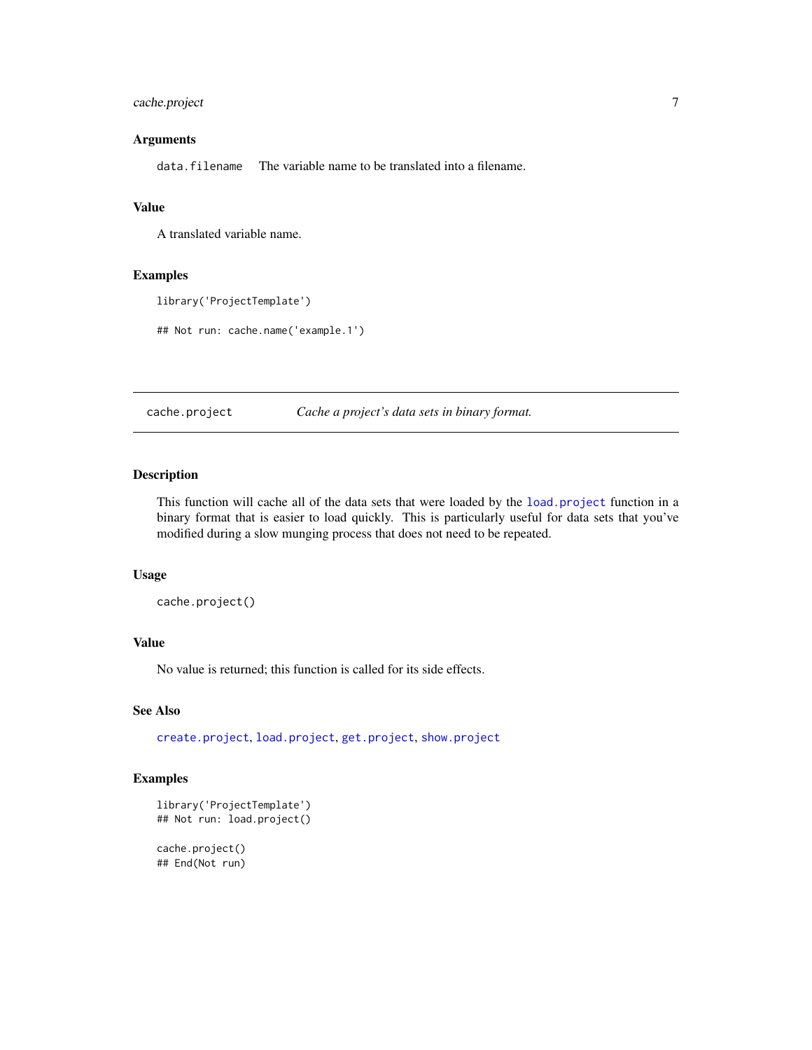### Arguments

`data.filename` The variable name to be translated into a filename.

### Value

A translated variable name.

### Examples

```
library('ProjectTemplate')

## Not run: cache.name('example.1')
```

---

## cache.project *Cache a project's data sets in binary format.*

---

### Description

This function will cache all of the data sets that were loaded by the `load.project` function in a binary format that is easier to load quickly. This is particularly useful for data sets that you've modified during a slow munging process that does not need to be repeated.

### Usage

```
cache.project()
```

### Value

No value is returned; this function is called for its side effects.

### See Also

`create.project`, `load.project`, `get.project`, `show.project`

### Examples

```
library('ProjectTemplate')
## Not run: load.project()

cache.project()
## End(Not run)
```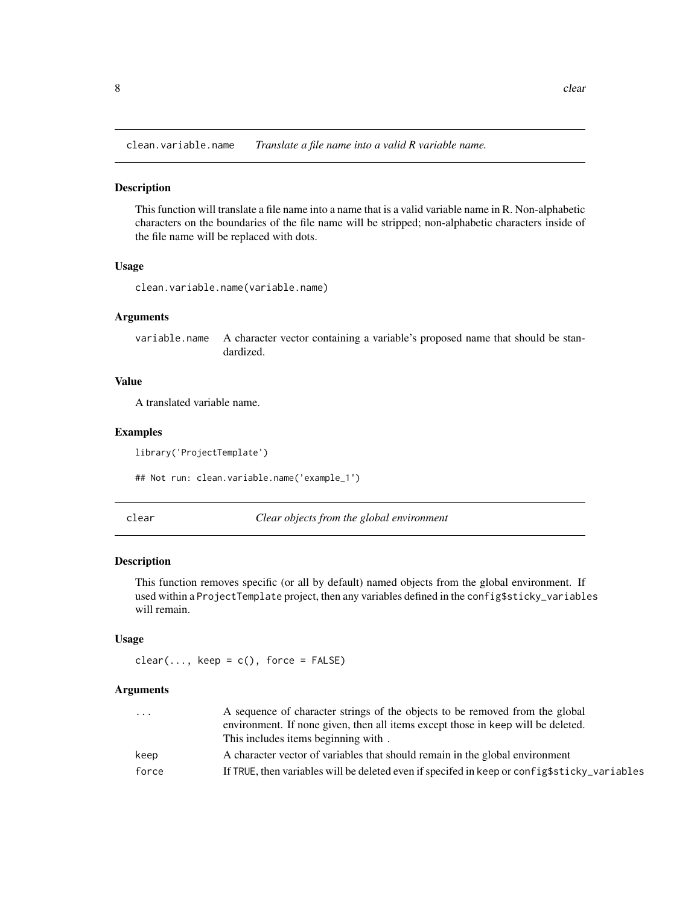## clean.variable.name *Translate a file name into a valid R variable name.*

### Description

This function will translate a file name into a name that is a valid variable name in R. Non-alphabetic characters on the boundaries of the file name will be stripped; non-alphabetic characters inside of the file name will be replaced with dots.

### Usage

```
clean.variable.name(variable.name)
```

### Arguments

| | |
|---|---|
| variable.name | A character vector containing a variable's proposed name that should be standardized. |

### Value

A translated variable name.

### Examples

```
library('ProjectTemplate')

## Not run: clean.variable.name('example_1')
```

## clear *Clear objects from the global environment*

### Description

This function removes specific (or all by default) named objects from the global environment. If used within a `ProjectTemplate` project, then any variables defined in the `config$sticky_variables` will remain.

### Usage

```
clear(..., keep = c(), force = FALSE)
```

### Arguments

| | |
|---|---|
| ... | A sequence of character strings of the objects to be removed from the global environment. If none given, then all items except those in keep will be deleted. This includes items beginning with . |
| keep | A character vector of variables that should remain in the global environment |
| force | If TRUE, then variables will be deleted even if specifed in keep or config$sticky_variables |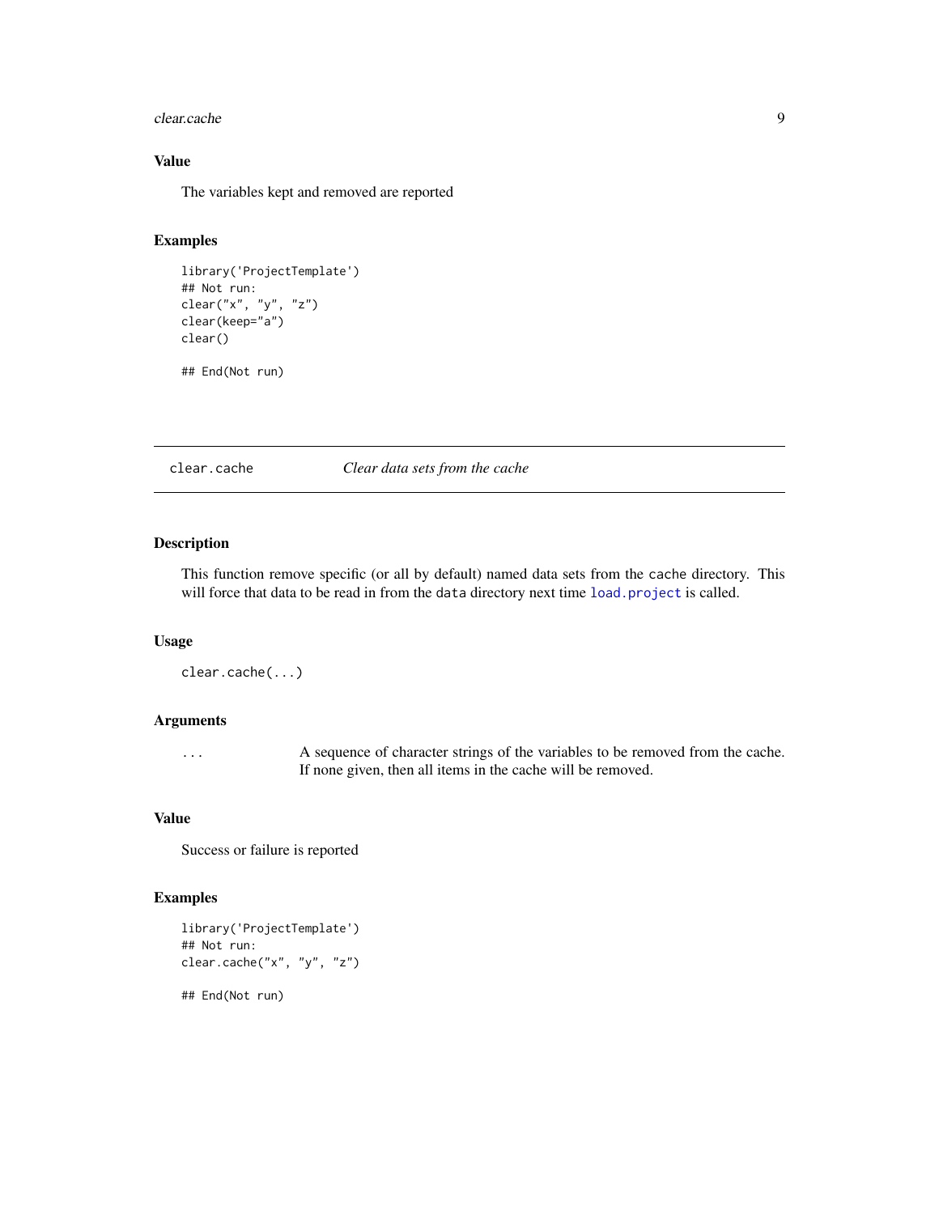### Value

The variables kept and removed are reported

### Examples

```
library('ProjectTemplate')
## Not run:
clear("x", "y", "z")
clear(keep="a")
clear()

## End(Not run)
```

---

## clear.cache — *Clear data sets from the cache*

### Description

This function remove specific (or all by default) named data sets from the `cache` directory. This will force that data to be read in from the `data` directory next time `load.project` is called.

### Usage

```
clear.cache(...)
```

### Arguments

| | |
|---|---|
| `...` | A sequence of character strings of the variables to be removed from the cache. If none given, then all items in the cache will be removed. |

### Value

Success or failure is reported

### Examples

```
library('ProjectTemplate')
## Not run:
clear.cache("x", "y", "z")

## End(Not run)
```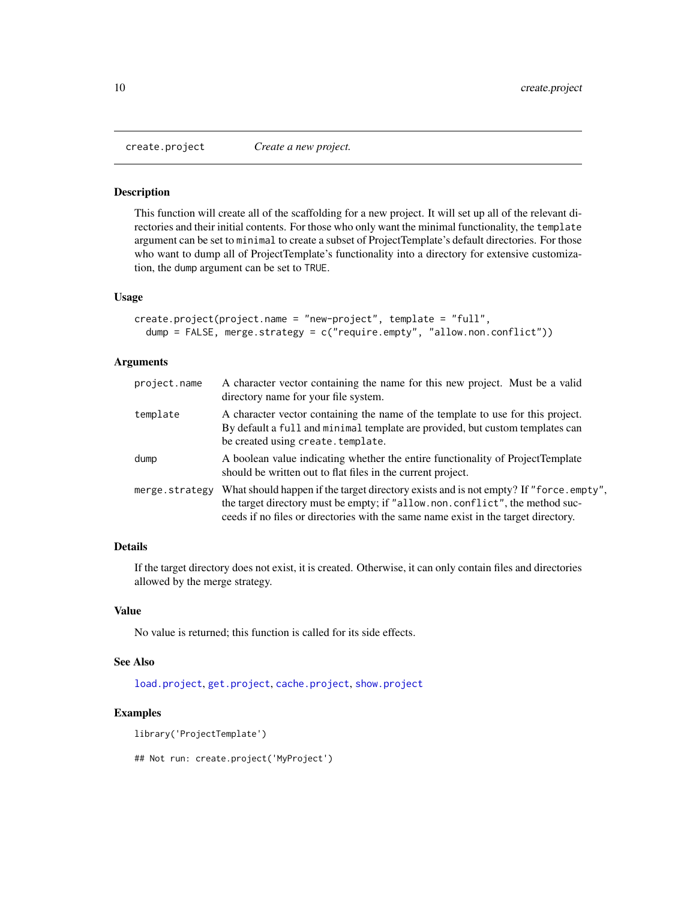## create.project — *Create a new project.*

### Description

This function will create all of the scaffolding for a new project. It will set up all of the relevant directories and their initial contents. For those who only want the minimal functionality, the `template` argument can be set to `minimal` to create a subset of ProjectTemplate's default directories. For those who want to dump all of ProjectTemplate's functionality into a directory for extensive customization, the `dump` argument can be set to `TRUE`.

### Usage

```
create.project(project.name = "new-project", template = "full",
  dump = FALSE, merge.strategy = c("require.empty", "allow.non.conflict"))
```

### Arguments

| | |
|---|---|
| `project.name` | A character vector containing the name for this new project. Must be a valid directory name for your file system. |
| `template` | A character vector containing the name of the template to use for this project. By default a `full` and `minimal` template are provided, but custom templates can be created using `create.template`. |
| `dump` | A boolean value indicating whether the entire functionality of ProjectTemplate should be written out to flat files in the current project. |
| `merge.strategy` | What should happen if the target directory exists and is not empty? If `"force.empty"`, the target directory must be empty; if `"allow.non.conflict"`, the method succeeds if no files or directories with the same name exist in the target directory. |

### Details

If the target directory does not exist, it is created. Otherwise, it can only contain files and directories allowed by the merge strategy.

### Value

No value is returned; this function is called for its side effects.

### See Also

`load.project`, `get.project`, `cache.project`, `show.project`

### Examples

```
library('ProjectTemplate')

## Not run: create.project('MyProject')
```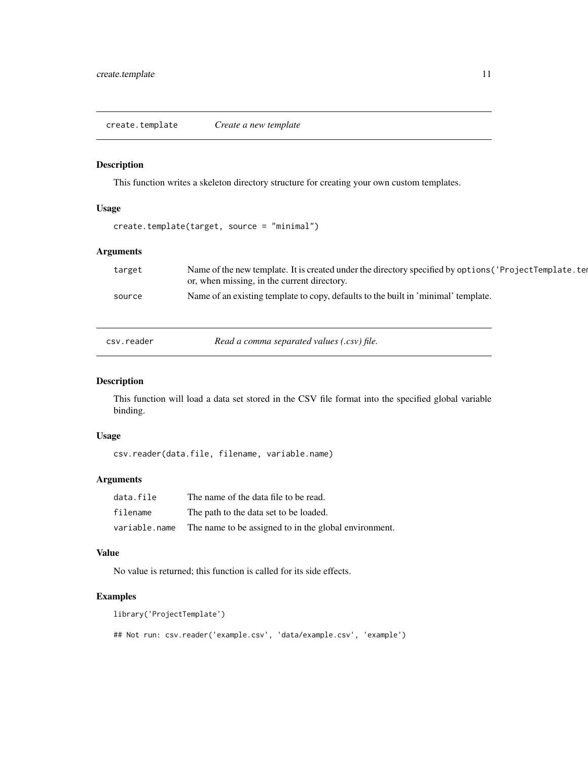## create.template — *Create a new template*

### Description

This function writes a skeleton directory structure for creating your own custom templates.

### Usage

```
create.template(target, source = "minimal")
```

### Arguments

| | |
|---|---|
| `target` | Name of the new template. It is created under the directory specified by `options('ProjectTemplate.ter` or, when missing, in the current directory. |
| `source` | Name of an existing template to copy, defaults to the built in 'minimal' template. |

## csv.reader — *Read a comma separated values (.csv) file.*

### Description

This function will load a data set stored in the CSV file format into the specified global variable binding.

### Usage

```
csv.reader(data.file, filename, variable.name)
```

### Arguments

| | |
|---|---|
| `data.file` | The name of the data file to be read. |
| `filename` | The path to the data set to be loaded. |
| `variable.name` | The name to be assigned to in the global environment. |

### Value

No value is returned; this function is called for its side effects.

### Examples

```
library('ProjectTemplate')

## Not run: csv.reader('example.csv', 'data/example.csv', 'example')
```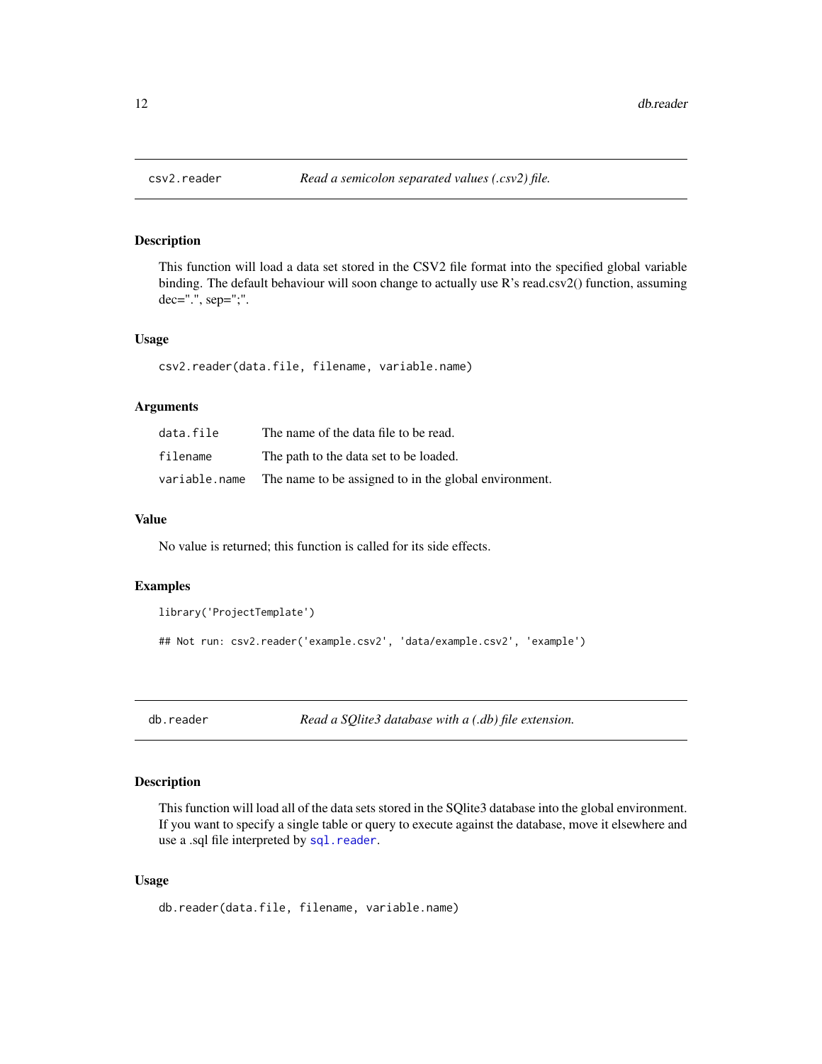## csv2.reader — *Read a semicolon separated values (.csv2) file.*

### Description

This function will load a data set stored in the CSV2 file format into the specified global variable binding. The default behaviour will soon change to actually use R's read.csv2() function, assuming dec=".", sep=";".

### Usage

```
csv2.reader(data.file, filename, variable.name)
```

### Arguments

| | |
|---|---|
| data.file | The name of the data file to be read. |
| filename | The path to the data set to be loaded. |
| variable.name | The name to be assigned to in the global environment. |

### Value

No value is returned; this function is called for its side effects.

### Examples

```
library('ProjectTemplate')

## Not run: csv2.reader('example.csv2', 'data/example.csv2', 'example')
```

## db.reader — *Read a SQlite3 database with a (.db) file extension.*

### Description

This function will load all of the data sets stored in the SQlite3 database into the global environment. If you want to specify a single table or query to execute against the database, move it elsewhere and use a .sql file interpreted by `sql.reader`.

### Usage

```
db.reader(data.file, filename, variable.name)
```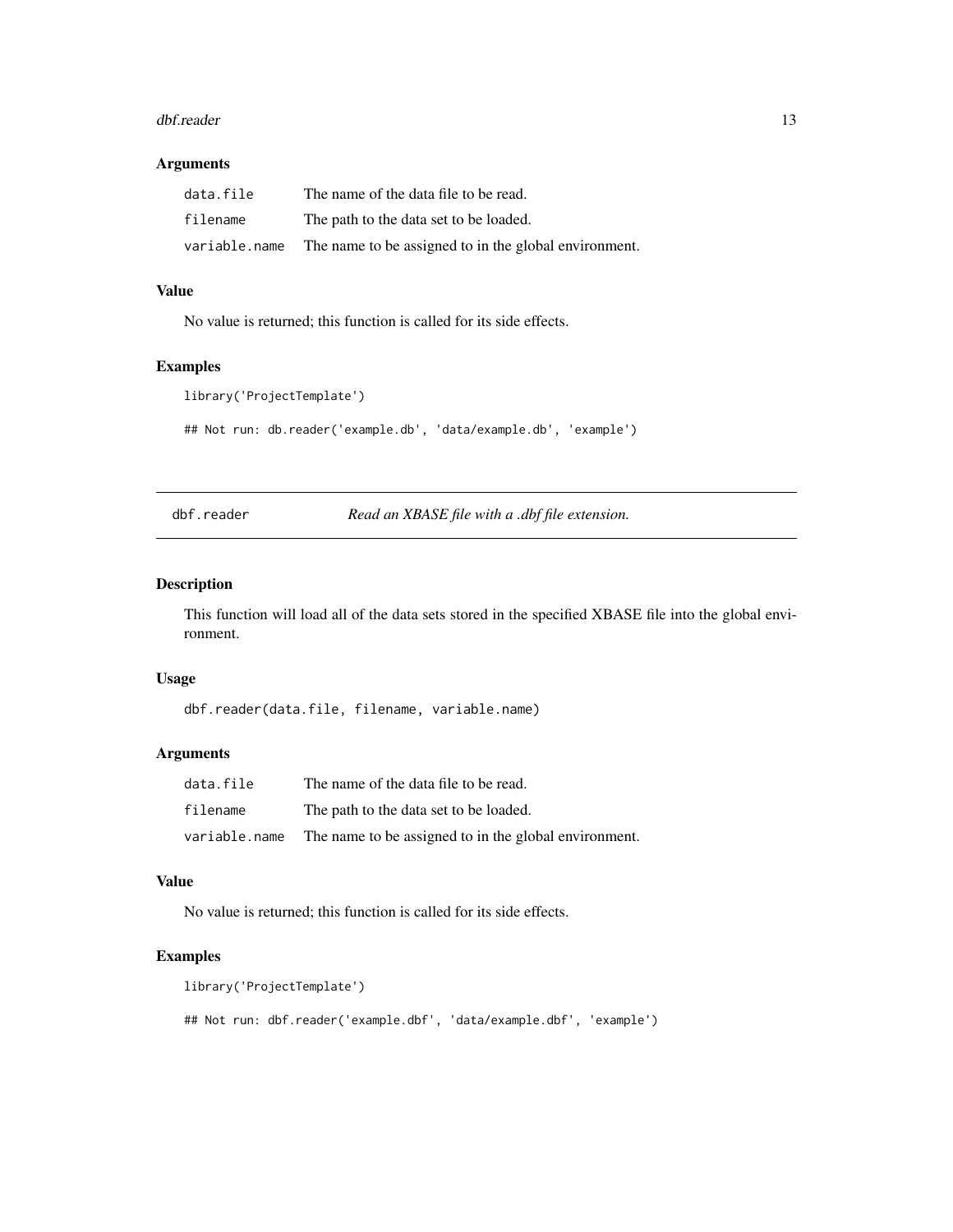### Arguments

| | |
|---|---|
| `data.file` | The name of the data file to be read. |
| `filename` | The path to the data set to be loaded. |
| `variable.name` | The name to be assigned to in the global environment. |

### Value

No value is returned; this function is called for its side effects.

### Examples

```
library('ProjectTemplate')

## Not run: db.reader('example.db', 'data/example.db', 'example')
```

---

## dbf.reader — *Read an XBASE file with a .dbf file extension.*

---

### Description

This function will load all of the data sets stored in the specified XBASE file into the global environment.

### Usage

```
dbf.reader(data.file, filename, variable.name)
```

### Arguments

| | |
|---|---|
| `data.file` | The name of the data file to be read. |
| `filename` | The path to the data set to be loaded. |
| `variable.name` | The name to be assigned to in the global environment. |

### Value

No value is returned; this function is called for its side effects.

### Examples

```
library('ProjectTemplate')

## Not run: dbf.reader('example.dbf', 'data/example.dbf', 'example')
```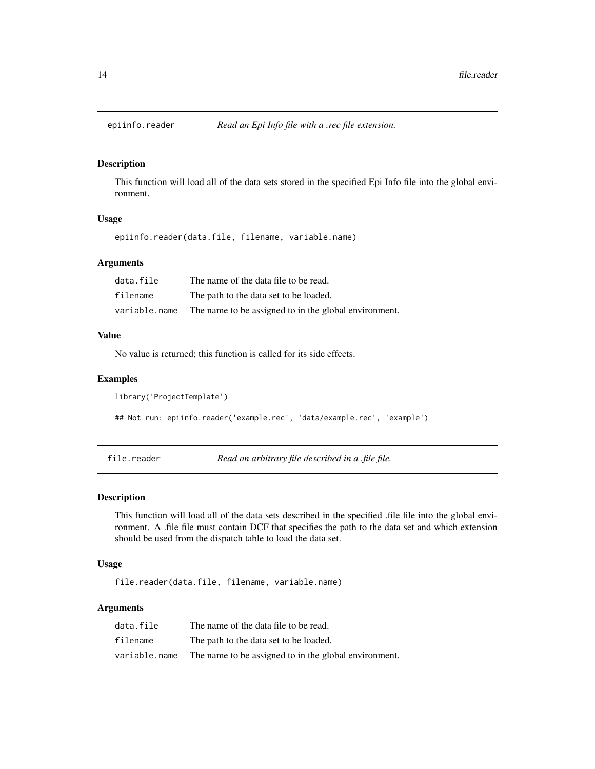## epiinfo.reader — *Read an Epi Info file with a .rec file extension.*

### Description

This function will load all of the data sets stored in the specified Epi Info file into the global environment.

### Usage

```
epiinfo.reader(data.file, filename, variable.name)
```

### Arguments

| | |
|---|---|
| `data.file` | The name of the data file to be read. |
| `filename` | The path to the data set to be loaded. |
| `variable.name` | The name to be assigned to in the global environment. |

### Value

No value is returned; this function is called for its side effects.

### Examples

```
library('ProjectTemplate')

## Not run: epiinfo.reader('example.rec', 'data/example.rec', 'example')
```

## file.reader — *Read an arbitrary file described in a .file file.*

### Description

This function will load all of the data sets described in the specified .file file into the global environment. A .file file must contain DCF that specifies the path to the data set and which extension should be used from the dispatch table to load the data set.

### Usage

```
file.reader(data.file, filename, variable.name)
```

### Arguments

| | |
|---|---|
| `data.file` | The name of the data file to be read. |
| `filename` | The path to the data set to be loaded. |
| `variable.name` | The name to be assigned to in the global environment. |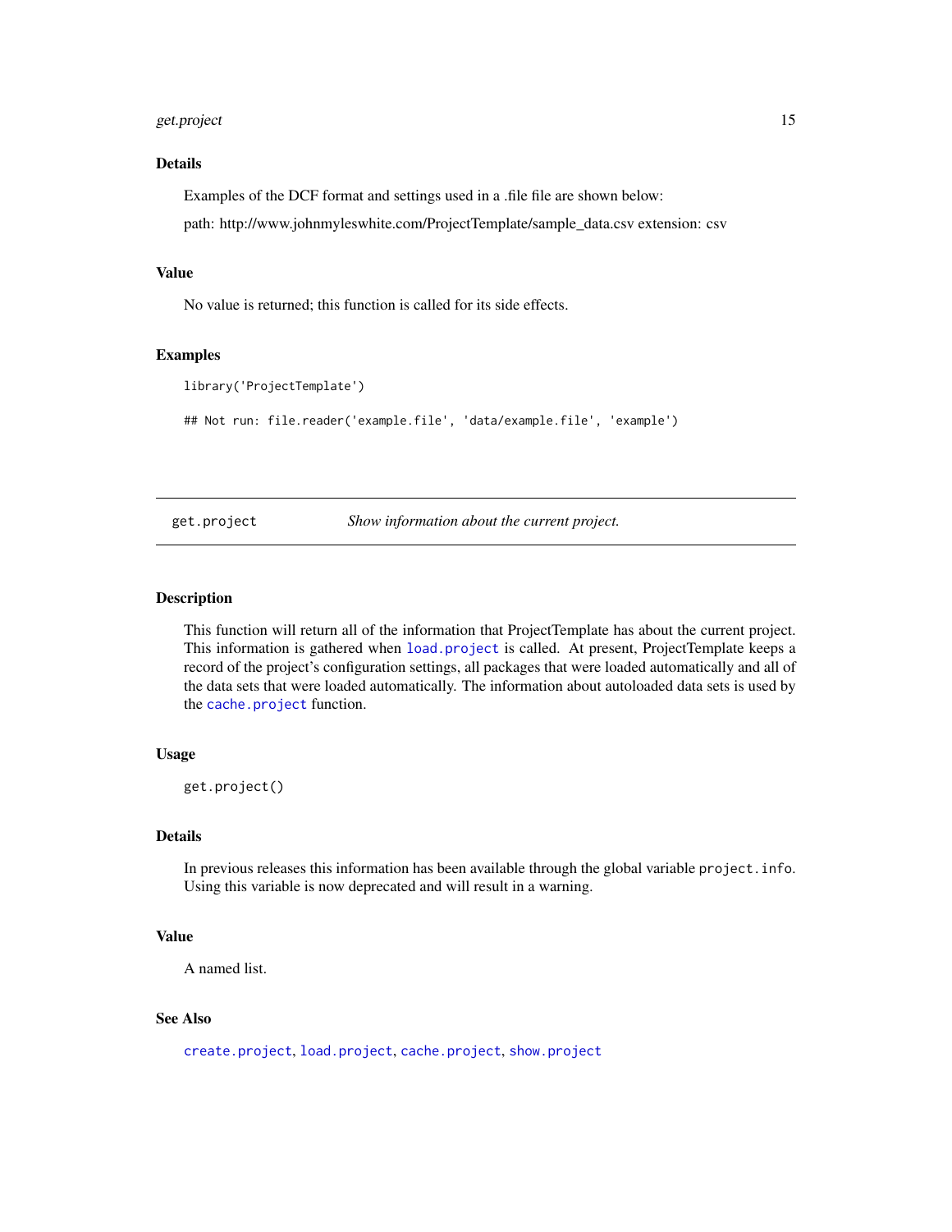### Details

Examples of the DCF format and settings used in a .file file are shown below:

path: http://www.johnmyleswhite.com/ProjectTemplate/sample_data.csv extension: csv

### Value

No value is returned; this function is called for its side effects.

### Examples

```
library('ProjectTemplate')

## Not run: file.reader('example.file', 'data/example.file', 'example')
```

---

## get.project — *Show information about the current project.*

---

### Description

This function will return all of the information that ProjectTemplate has about the current project. This information is gathered when `load.project` is called. At present, ProjectTemplate keeps a record of the project's configuration settings, all packages that were loaded automatically and all of the data sets that were loaded automatically. The information about autoloaded data sets is used by the `cache.project` function.

### Usage

```
get.project()
```

### Details

In previous releases this information has been available through the global variable `project.info`. Using this variable is now deprecated and will result in a warning.

### Value

A named list.

### See Also

`create.project`, `load.project`, `cache.project`, `show.project`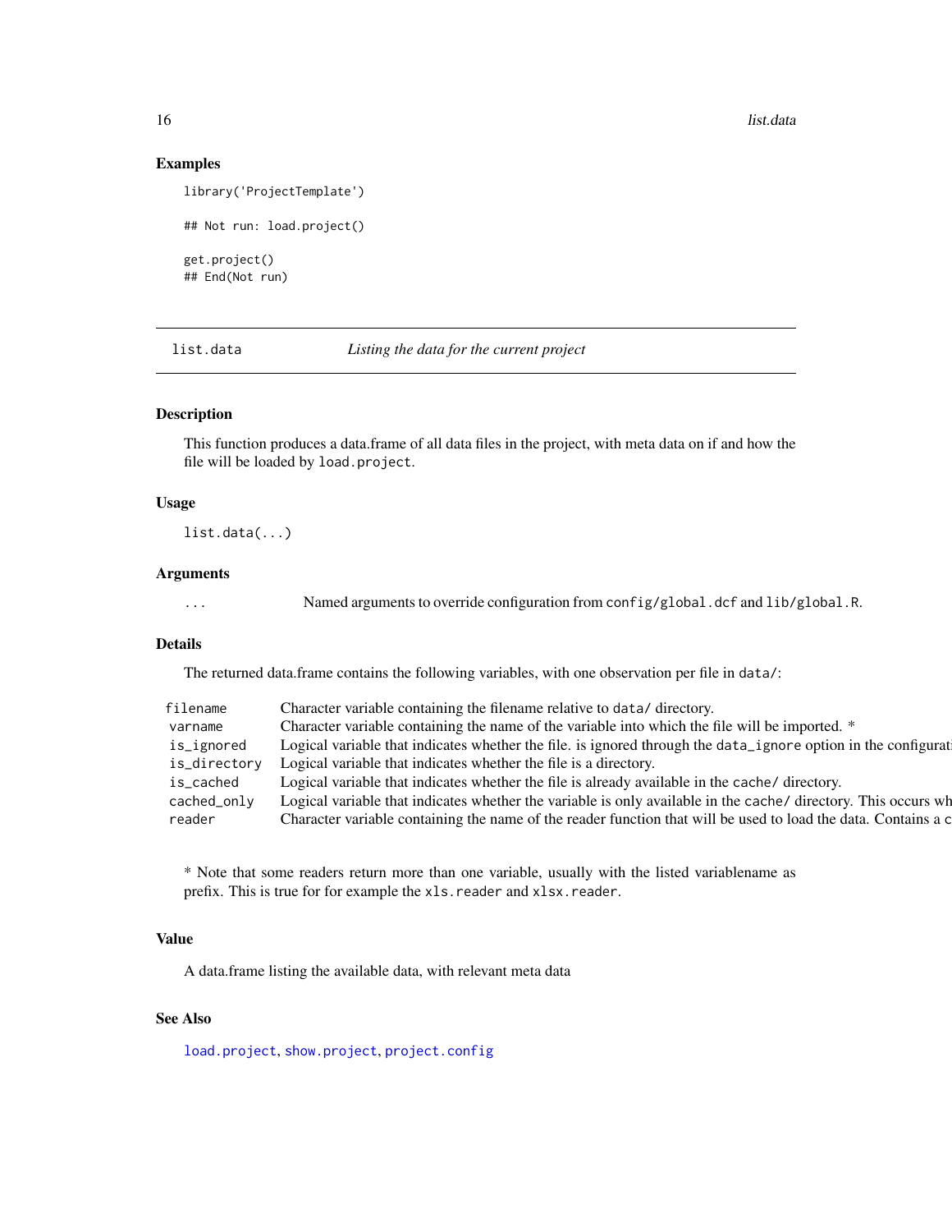## Examples

```
library('ProjectTemplate')

## Not run: load.project()

get.project()
## End(Not run)
```

---

# list.data — *Listing the data for the current project*

### Description

This function produces a data.frame of all data files in the project, with meta data on if and how the file will be loaded by `load.project`.

### Usage

```
list.data(...)
```

### Arguments

| | |
|---|---|
| `...` | Named arguments to override configuration from `config/global.dcf` and `lib/global.R`. |

### Details

The returned data.frame contains the following variables, with one observation per file in `data/`:

| | |
|---|---|
| `filename` | Character variable containing the filename relative to `data/` directory. |
| `varname` | Character variable containing the name of the variable into which the file will be imported. * |
| `is_ignored` | Logical variable that indicates whether the file. is ignored through the `data_ignore` option in the configurati |
| `is_directory` | Logical variable that indicates whether the file is a directory. |
| `is_cached` | Logical variable that indicates whether the file is already available in the `cache/` directory. |
| `cached_only` | Logical variable that indicates whether the variable is only available in the `cache/` directory. This occurs wh |
| `reader` | Character variable containing the name of the reader function that will be used to load the data. Contains a c |

* Note that some readers return more than one variable, usually with the listed variablename as prefix. This is true for for example the `xls.reader` and `xlsx.reader`.

### Value

A data.frame listing the available data, with relevant meta data

### See Also

`load.project`, `show.project`, `project.config`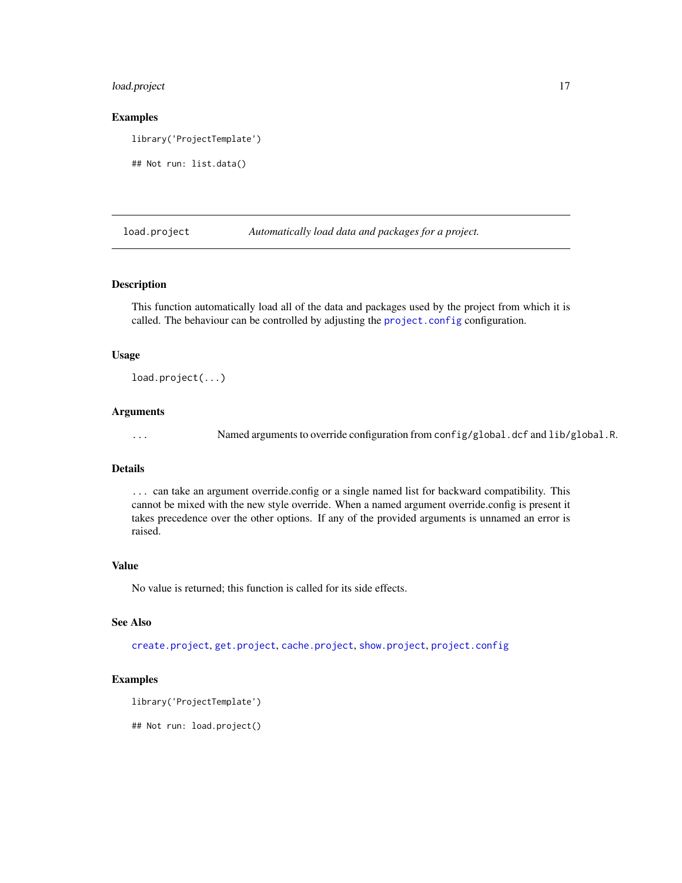## Examples

```
library('ProjectTemplate')

## Not run: list.data()
```

---

## load.project — *Automatically load data and packages for a project.*

---

### Description

This function automatically load all of the data and packages used by the project from which it is called. The behaviour can be controlled by adjusting the `project.config` configuration.

### Usage

```
load.project(...)
```

### Arguments

| | |
|---|---|
| `...` | Named arguments to override configuration from `config/global.dcf` and `lib/global.R`. |

### Details

`...` can take an argument override.config or a single named list for backward compatibility. This cannot be mixed with the new style override. When a named argument override.config is present it takes precedence over the other options. If any of the provided arguments is unnamed an error is raised.

### Value

No value is returned; this function is called for its side effects.

### See Also

`create.project`, `get.project`, `cache.project`, `show.project`, `project.config`

### Examples

```
library('ProjectTemplate')

## Not run: load.project()
```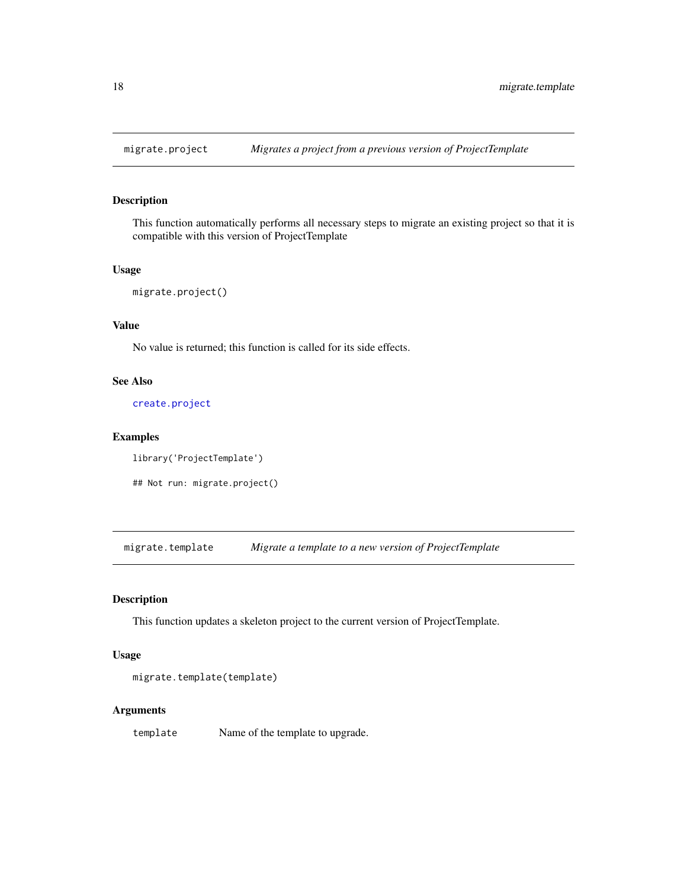## `migrate.project` *Migrates a project from a previous version of ProjectTemplate*

### Description

This function automatically performs all necessary steps to migrate an existing project so that it is compatible with this version of ProjectTemplate

### Usage

```
migrate.project()
```

### Value

No value is returned; this function is called for its side effects.

### See Also

`create.project`

### Examples

```
library('ProjectTemplate')

## Not run: migrate.project()
```

## `migrate.template` *Migrate a template to a new version of ProjectTemplate*

### Description

This function updates a skeleton project to the current version of ProjectTemplate.

### Usage

```
migrate.template(template)
```

### Arguments

| | |
|---|---|
| `template` | Name of the template to upgrade. |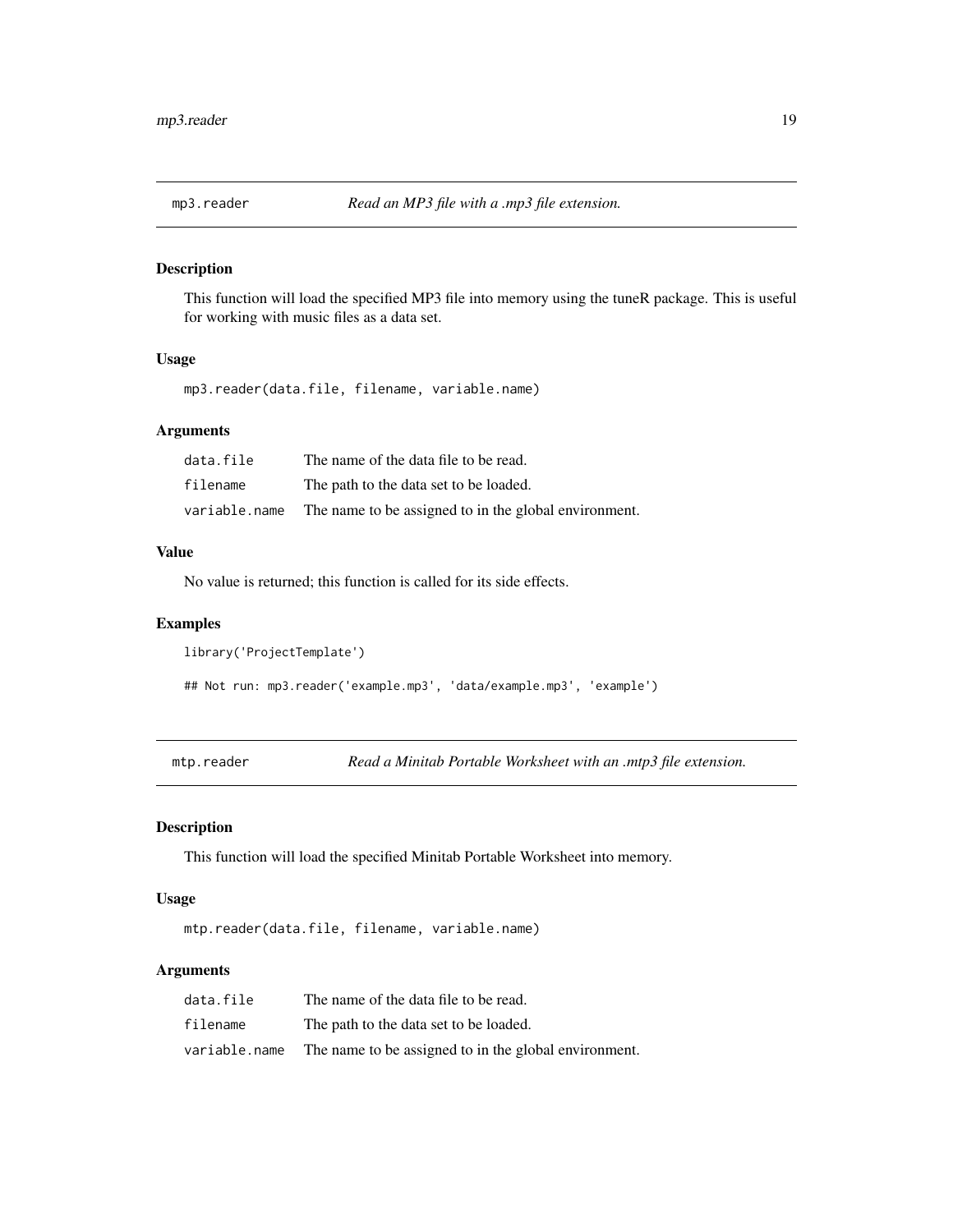## mp3.reader — *Read an MP3 file with a .mp3 file extension.*

### Description

This function will load the specified MP3 file into memory using the tuneR package. This is useful for working with music files as a data set.

### Usage

```
mp3.reader(data.file, filename, variable.name)
```

### Arguments

| | |
|---|---|
| `data.file` | The name of the data file to be read. |
| `filename` | The path to the data set to be loaded. |
| `variable.name` | The name to be assigned to in the global environment. |

### Value

No value is returned; this function is called for its side effects.

### Examples

```
library('ProjectTemplate')

## Not run: mp3.reader('example.mp3', 'data/example.mp3', 'example')
```

## mtp.reader — *Read a Minitab Portable Worksheet with an .mtp3 file extension.*

### Description

This function will load the specified Minitab Portable Worksheet into memory.

### Usage

```
mtp.reader(data.file, filename, variable.name)
```

### Arguments

| | |
|---|---|
| `data.file` | The name of the data file to be read. |
| `filename` | The path to the data set to be loaded. |
| `variable.name` | The name to be assigned to in the global environment. |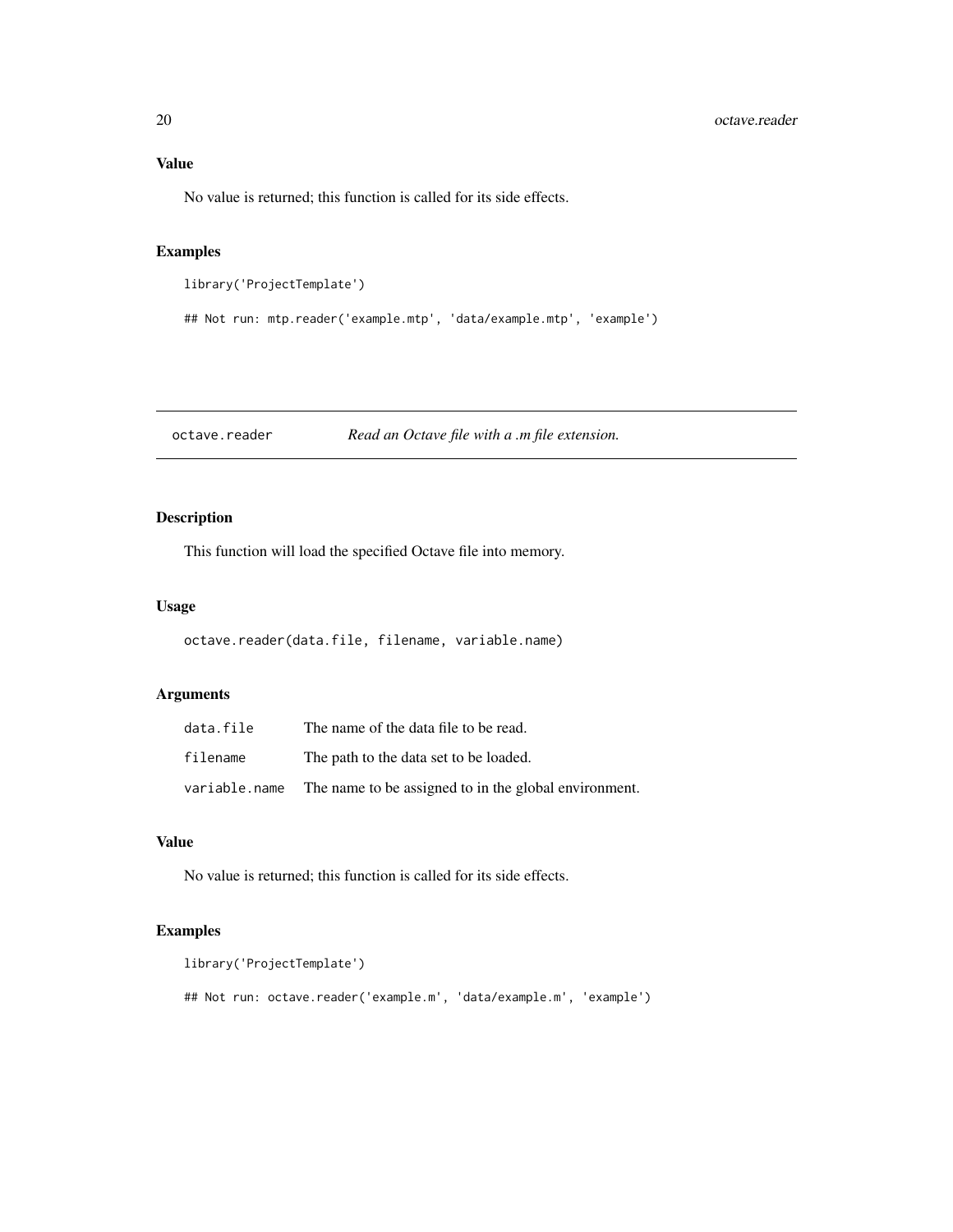### Value

No value is returned; this function is called for its side effects.

### Examples

```
library('ProjectTemplate')

## Not run: mtp.reader('example.mtp', 'data/example.mtp', 'example')
```

---

## octave.reader *Read an Octave file with a .m file extension.*

---

### Description

This function will load the specified Octave file into memory.

### Usage

```
octave.reader(data.file, filename, variable.name)
```

### Arguments

| | |
|---|---|
| data.file | The name of the data file to be read. |
| filename | The path to the data set to be loaded. |
| variable.name | The name to be assigned to in the global environment. |

### Value

No value is returned; this function is called for its side effects.

### Examples

```
library('ProjectTemplate')

## Not run: octave.reader('example.m', 'data/example.m', 'example')
```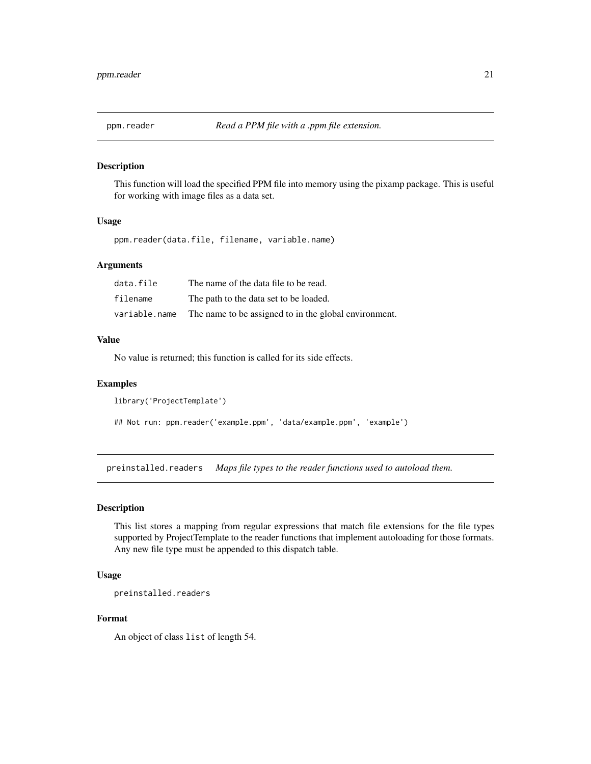## ppm.reader — *Read a PPM file with a .ppm file extension.*

### Description

This function will load the specified PPM file into memory using the pixamp package. This is useful for working with image files as a data set.

### Usage

```
ppm.reader(data.file, filename, variable.name)
```

### Arguments

| | |
|---|---|
| data.file | The name of the data file to be read. |
| filename | The path to the data set to be loaded. |
| variable.name | The name to be assigned to in the global environment. |

### Value

No value is returned; this function is called for its side effects.

### Examples

```
library('ProjectTemplate')

## Not run: ppm.reader('example.ppm', 'data/example.ppm', 'example')
```

## preinstalled.readers — *Maps file types to the reader functions used to autoload them.*

### Description

This list stores a mapping from regular expressions that match file extensions for the file types supported by ProjectTemplate to the reader functions that implement autoloading for those formats. Any new file type must be appended to this dispatch table.

### Usage

```
preinstalled.readers
```

### Format

An object of class `list` of length 54.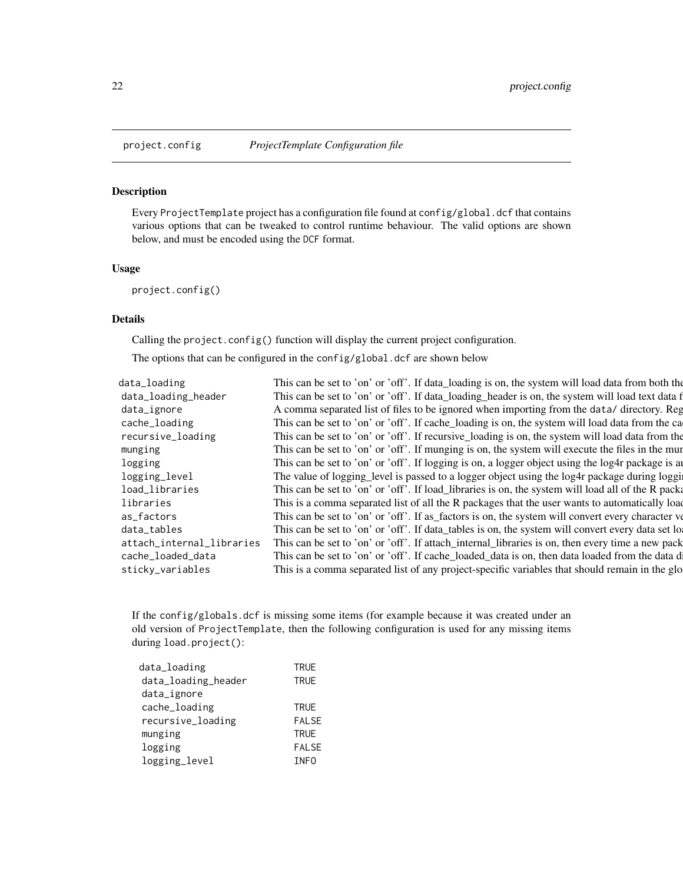## project.config *ProjectTemplate Configuration file*

### Description

Every ProjectTemplate project has a configuration file found at `config/global.dcf` that contains various options that can be tweaked to control runtime behaviour. The valid options are shown below, and must be encoded using the DCF format.

### Usage

```
project.config()
```

### Details

Calling the `project.config()` function will display the current project configuration.

The options that can be configured in the `config/global.dcf` are shown below

| | |
|---|---|
| data_loading | This can be set to 'on' or 'off'. If data_loading is on, the system will load data from both the |
| data_loading_header | This can be set to 'on' or 'off'. If data_loading_header is on, the system will load text data f |
| data_ignore | A comma separated list of files to be ignored when importing from the data/ directory. Reg |
| cache_loading | This can be set to 'on' or 'off'. If cache_loading is on, the system will load data from the ca |
| recursive_loading | This can be set to 'on' or 'off'. If recursive_loading is on, the system will load data from the |
| munging | This can be set to 'on' or 'off'. If munging is on, the system will execute the files in the mun |
| logging | This can be set to 'on' or 'off'. If logging is on, a logger object using the log4r package is au |
| logging_level | The value of logging_level is passed to a logger object using the log4r package during loggi |
| load_libraries | This can be set to 'on' or 'off'. If load_libraries is on, the system will load all of the R packa |
| libraries | This is a comma separated list of all the R packages that the user wants to automatically load |
| as_factors | This can be set to 'on' or 'off'. If as_factors is on, the system will convert every character ve |
| data_tables | This can be set to 'on' or 'off'. If data_tables is on, the system will convert every data set lo |
| attach_internal_libraries | This can be set to 'on' or 'off'. If attach_internal_libraries is on, then every time a new pack |
| cache_loaded_data | This can be set to 'on' or 'off'. If cache_loaded_data is on, then data loaded from the data di |
| sticky_variables | This is a comma separated list of any project-specific variables that should remain in the glo |

If the `config/globals.dcf` is missing some items (for example because it was created under an old version of ProjectTemplate, then the following configuration is used for any missing items during `load.project()`:

| | |
|---|---|
| data_loading | TRUE |
| data_loading_header | TRUE |
| data_ignore | |
| cache_loading | TRUE |
| recursive_loading | FALSE |
| munging | TRUE |
| logging | FALSE |
| logging_level | INFO |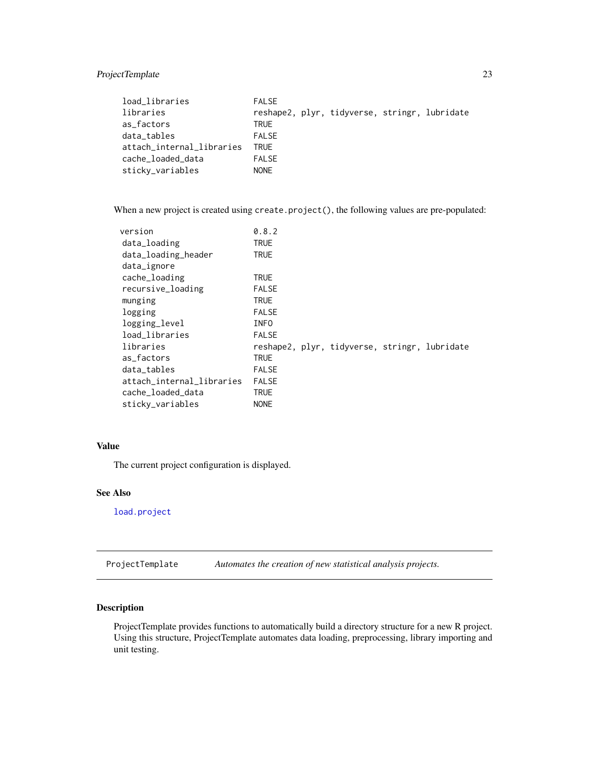```
load_libraries             FALSE
libraries                  reshape2, plyr, tidyverse, stringr, lubridate
as_factors                 TRUE
data_tables                FALSE
attach_internal_libraries  TRUE
cache_loaded_data          FALSE
sticky_variables           NONE
```

When a new project is created using `create.project()`, the following values are pre-populated:

```
version                    0.8.2
data_loading               TRUE
data_loading_header        TRUE
data_ignore
cache_loading              TRUE
recursive_loading          FALSE
munging                    TRUE
logging                    FALSE
logging_level              INFO
load_libraries             FALSE
libraries                  reshape2, plyr, tidyverse, stringr, lubridate
as_factors                 TRUE
data_tables                FALSE
attach_internal_libraries  FALSE
cache_loaded_data          TRUE
sticky_variables           NONE
```

### Value

The current project configuration is displayed.

### See Also

`load.project`

---

## ProjectTemplate — *Automates the creation of new statistical analysis projects.*

---

### Description

ProjectTemplate provides functions to automatically build a directory structure for a new R project. Using this structure, ProjectTemplate automates data loading, preprocessing, library importing and unit testing.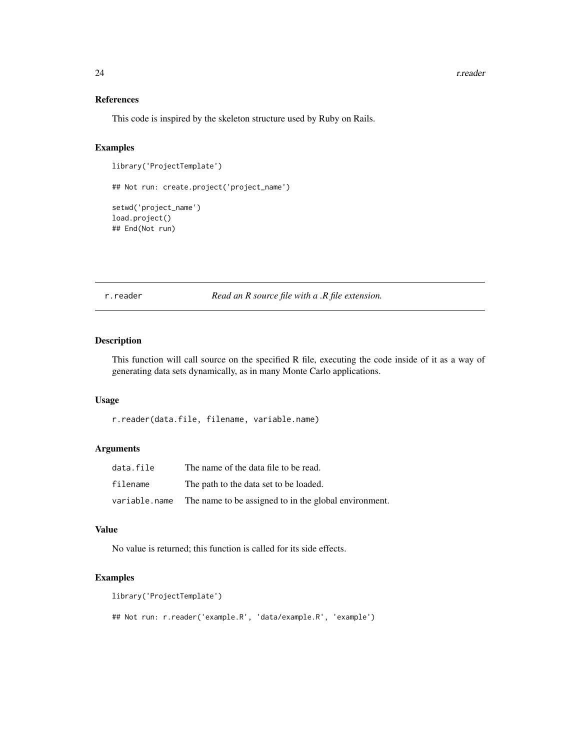### References

This code is inspired by the skeleton structure used by Ruby on Rails.

### Examples

```
library('ProjectTemplate')

## Not run: create.project('project_name')

setwd('project_name')
load.project()
## End(Not run)
```

---

## r.reader — *Read an R source file with a .R file extension.*

---

### Description

This function will call source on the specified R file, executing the code inside of it as a way of generating data sets dynamically, as in many Monte Carlo applications.

### Usage

```
r.reader(data.file, filename, variable.name)
```

### Arguments

| | |
|---|---|
| `data.file` | The name of the data file to be read. |
| `filename` | The path to the data set to be loaded. |
| `variable.name` | The name to be assigned to in the global environment. |

### Value

No value is returned; this function is called for its side effects.

### Examples

```
library('ProjectTemplate')

## Not run: r.reader('example.R', 'data/example.R', 'example')
```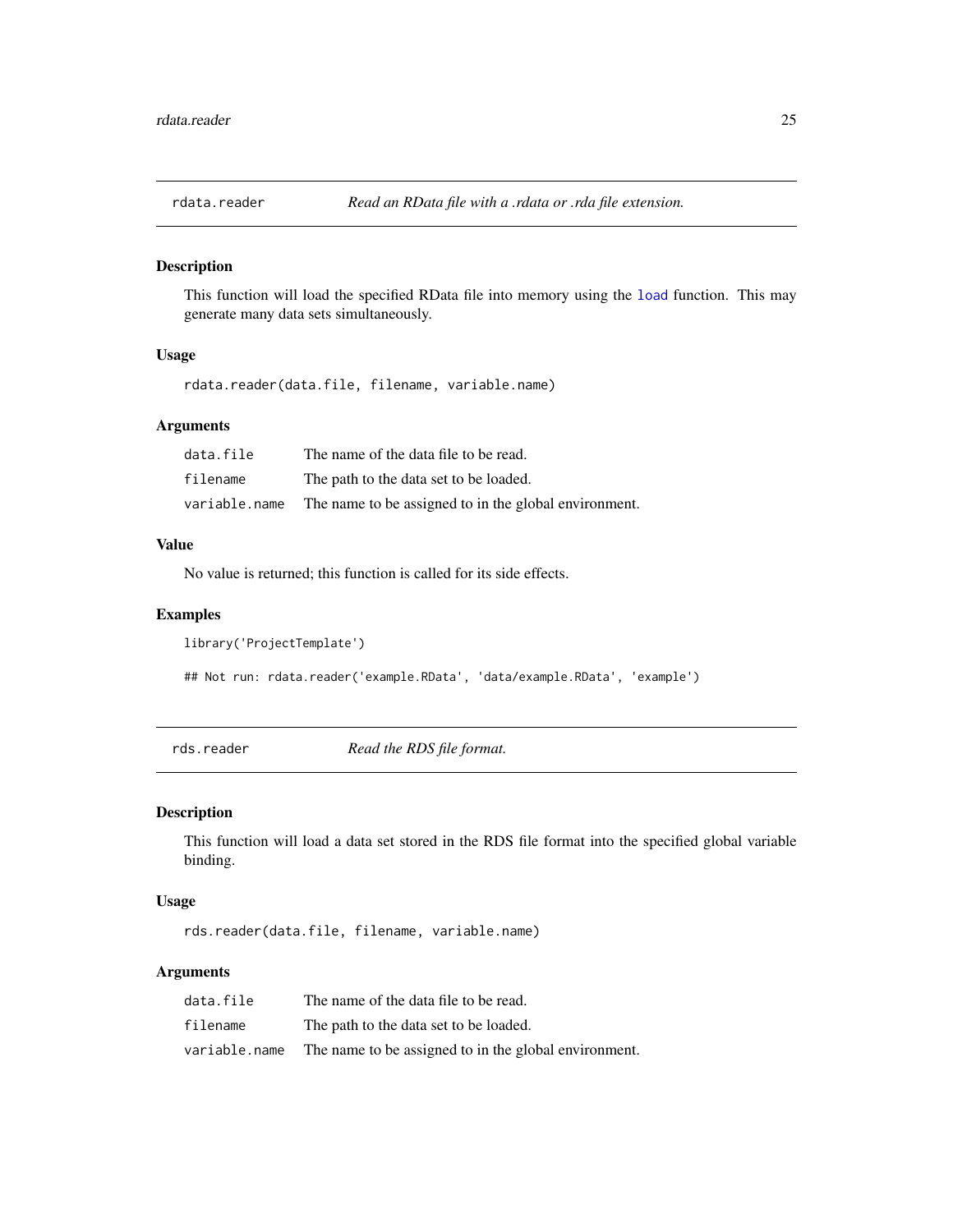## rdata.reader — *Read an RData file with a .rdata or .rda file extension.*

### Description

This function will load the specified RData file into memory using the `load` function. This may generate many data sets simultaneously.

### Usage

```
rdata.reader(data.file, filename, variable.name)
```

### Arguments

| | |
|---|---|
| `data.file` | The name of the data file to be read. |
| `filename` | The path to the data set to be loaded. |
| `variable.name` | The name to be assigned to in the global environment. |

### Value

No value is returned; this function is called for its side effects.

### Examples

```
library('ProjectTemplate')

## Not run: rdata.reader('example.RData', 'data/example.RData', 'example')
```

## rds.reader — *Read the RDS file format.*

### Description

This function will load a data set stored in the RDS file format into the specified global variable binding.

### Usage

```
rds.reader(data.file, filename, variable.name)
```

### Arguments

| | |
|---|---|
| `data.file` | The name of the data file to be read. |
| `filename` | The path to the data set to be loaded. |
| `variable.name` | The name to be assigned to in the global environment. |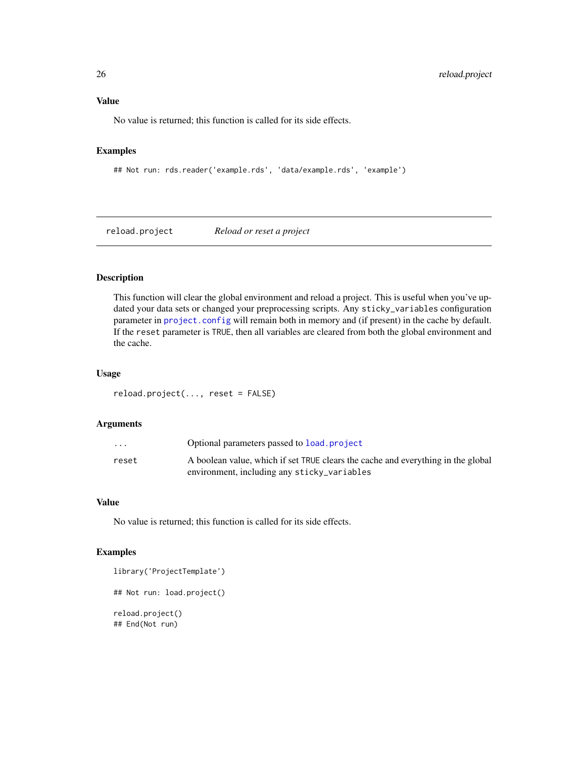### Value

No value is returned; this function is called for its side effects.

### Examples

```
## Not run: rds.reader('example.rds', 'data/example.rds', 'example')
```

---

## reload.project    *Reload or reset a project*

---

### Description

This function will clear the global environment and reload a project. This is useful when you've updated your data sets or changed your preprocessing scripts. Any `sticky_variables` configuration parameter in `project.config` will remain both in memory and (if present) in the cache by default. If the `reset` parameter is `TRUE`, then all variables are cleared from both the global environment and the cache.

### Usage

```
reload.project(..., reset = FALSE)
```

### Arguments

| | |
|---|---|
| `...` | Optional parameters passed to `load.project` |
| `reset` | A boolean value, which if set `TRUE` clears the cache and everything in the global environment, including any `sticky_variables` |

### Value

No value is returned; this function is called for its side effects.

### Examples

```
library('ProjectTemplate')

## Not run: load.project()

reload.project()
## End(Not run)
```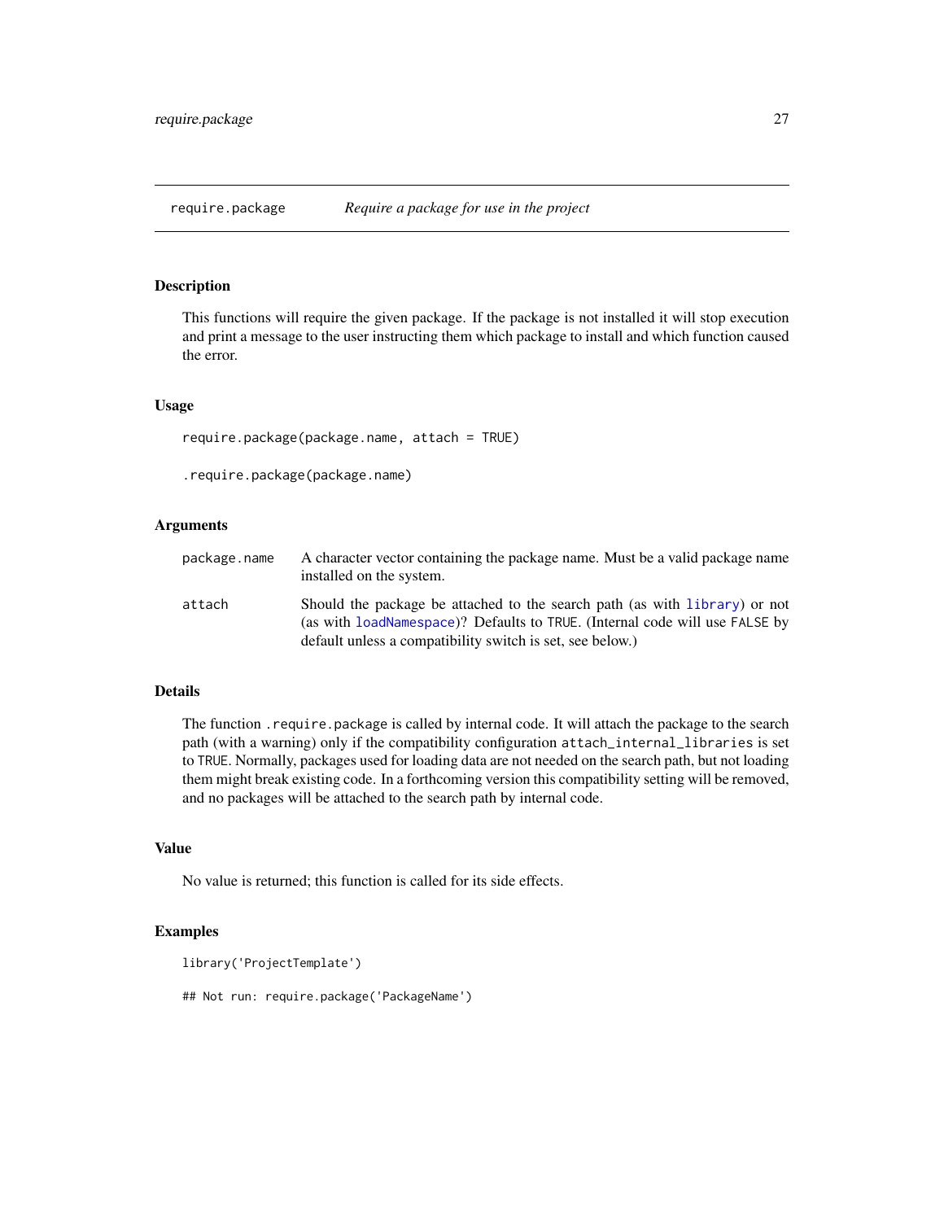## require.package — *Require a package for use in the project*

### Description

This functions will require the given package. If the package is not installed it will stop execution and print a message to the user instructing them which package to install and which function caused the error.

### Usage

```
require.package(package.name, attach = TRUE)

.require.package(package.name)
```

### Arguments

| | |
|---|---|
| `package.name` | A character vector containing the package name. Must be a valid package name installed on the system. |
| `attach` | Should the package be attached to the search path (as with `library`) or not (as with `loadNamespace`)? Defaults to `TRUE`. (Internal code will use `FALSE` by default unless a compatibility switch is set, see below.) |

### Details

The function `.require.package` is called by internal code. It will attach the package to the search path (with a warning) only if the compatibility configuration `attach_internal_libraries` is set to `TRUE`. Normally, packages used for loading data are not needed on the search path, but not loading them might break existing code. In a forthcoming version this compatibility setting will be removed, and no packages will be attached to the search path by internal code.

### Value

No value is returned; this function is called for its side effects.

### Examples

```
library('ProjectTemplate')

## Not run: require.package('PackageName')
```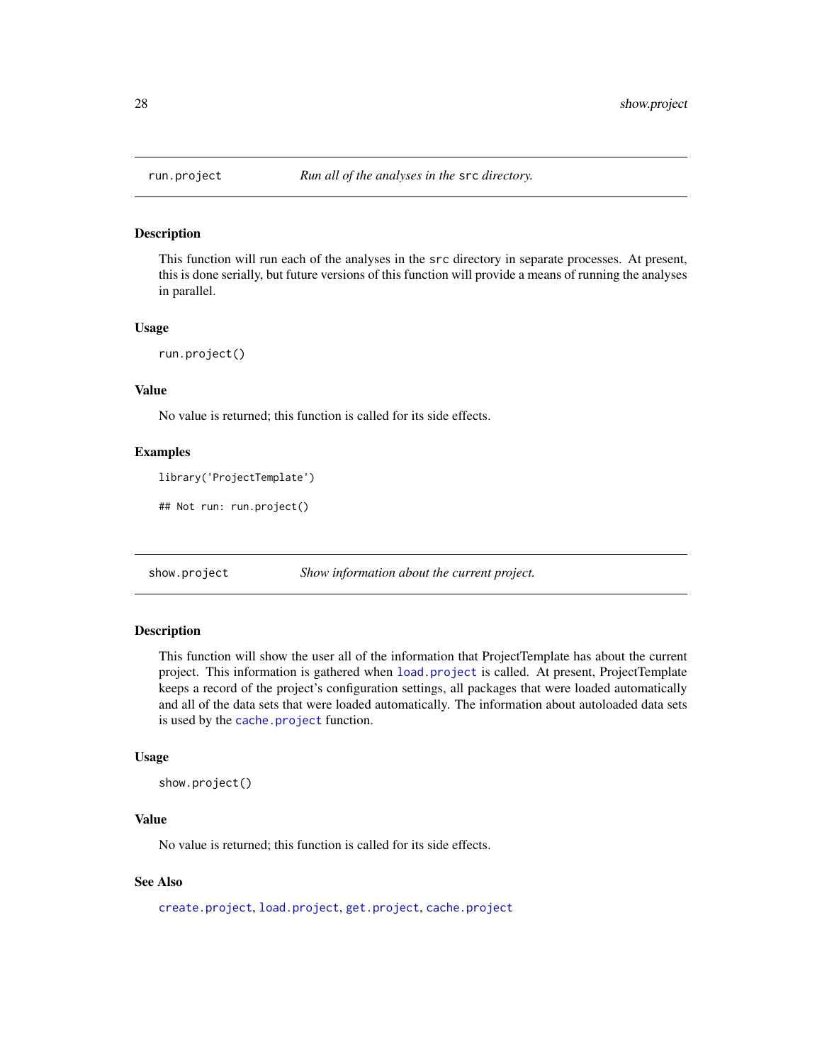## run.project — *Run all of the analyses in the `src` directory.*

### Description

This function will run each of the analyses in the `src` directory in separate processes. At present, this is done serially, but future versions of this function will provide a means of running the analyses in parallel.

### Usage

```
run.project()
```

### Value

No value is returned; this function is called for its side effects.

### Examples

```
library('ProjectTemplate')

## Not run: run.project()
```

## show.project — *Show information about the current project.*

### Description

This function will show the user all of the information that ProjectTemplate has about the current project. This information is gathered when `load.project` is called. At present, ProjectTemplate keeps a record of the project's configuration settings, all packages that were loaded automatically and all of the data sets that were loaded automatically. The information about autoloaded data sets is used by the `cache.project` function.

### Usage

```
show.project()
```

### Value

No value is returned; this function is called for its side effects.

### See Also

`create.project`, `load.project`, `get.project`, `cache.project`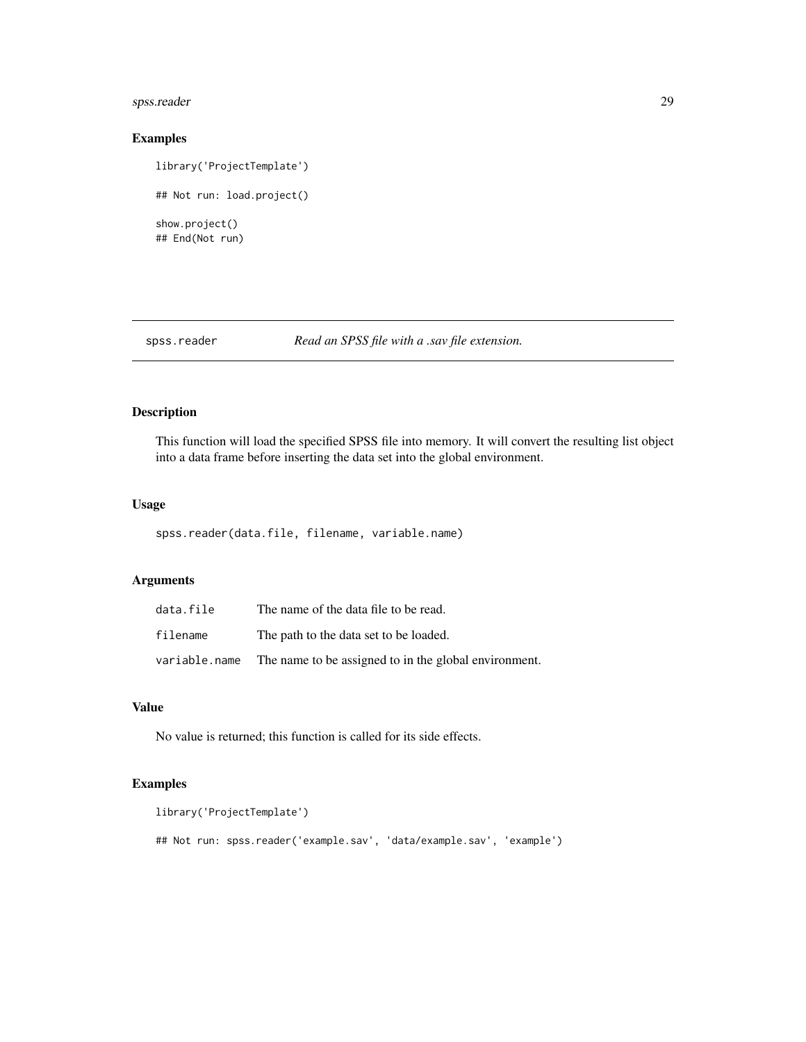## Examples

```
library('ProjectTemplate')

## Not run: load.project()

show.project()
## End(Not run)
```

---

# spss.reader — *Read an SPSS file with a .sav file extension.*

---

## Description

This function will load the specified SPSS file into memory. It will convert the resulting list object into a data frame before inserting the data set into the global environment.

## Usage

```
spss.reader(data.file, filename, variable.name)
```

## Arguments

| | |
|---|---|
| `data.file` | The name of the data file to be read. |
| `filename` | The path to the data set to be loaded. |
| `variable.name` | The name to be assigned to in the global environment. |

## Value

No value is returned; this function is called for its side effects.

## Examples

```
library('ProjectTemplate')

## Not run: spss.reader('example.sav', 'data/example.sav', 'example')
```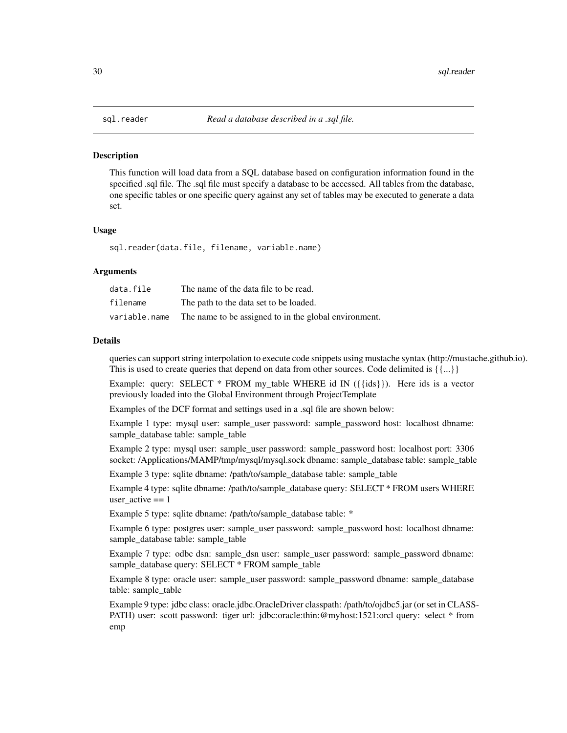## sql.reader *Read a database described in a .sql file.*

### Description

This function will load data from a SQL database based on configuration information found in the specified .sql file. The .sql file must specify a database to be accessed. All tables from the database, one specific tables or one specific query against any set of tables may be executed to generate a data set.

### Usage

```
sql.reader(data.file, filename, variable.name)
```

### Arguments

| | |
|---|---|
| data.file | The name of the data file to be read. |
| filename | The path to the data set to be loaded. |
| variable.name | The name to be assigned to in the global environment. |

### Details

queries can support string interpolation to execute code snippets using mustache syntax (http://mustache.github.io). This is used to create queries that depend on data from other sources. Code delimited is {{...}}

Example: query: SELECT * FROM my_table WHERE id IN ({{ids}}). Here ids is a vector previously loaded into the Global Environment through ProjectTemplate

Examples of the DCF format and settings used in a .sql file are shown below:

Example 1 type: mysql user: sample_user password: sample_password host: localhost dbname: sample_database table: sample_table

Example 2 type: mysql user: sample_user password: sample_password host: localhost port: 3306 socket: /Applications/MAMP/tmp/mysql/mysql.sock dbname: sample_database table: sample_table

Example 3 type: sqlite dbname: /path/to/sample_database table: sample_table

Example 4 type: sqlite dbname: /path/to/sample_database query: SELECT * FROM users WHERE user_active == 1

Example 5 type: sqlite dbname: /path/to/sample_database table: *

Example 6 type: postgres user: sample_user password: sample_password host: localhost dbname: sample_database table: sample_table

Example 7 type: odbc dsn: sample_dsn user: sample_user password: sample_password dbname: sample_database query: SELECT * FROM sample_table

Example 8 type: oracle user: sample_user password: sample_password dbname: sample_database table: sample_table

Example 9 type: jdbc class: oracle.jdbc.OracleDriver classpath: /path/to/ojdbc5.jar (or set in CLASSPATH) user: scott password: tiger url: jdbc:oracle:thin:@myhost:1521:orcl query: select * from emp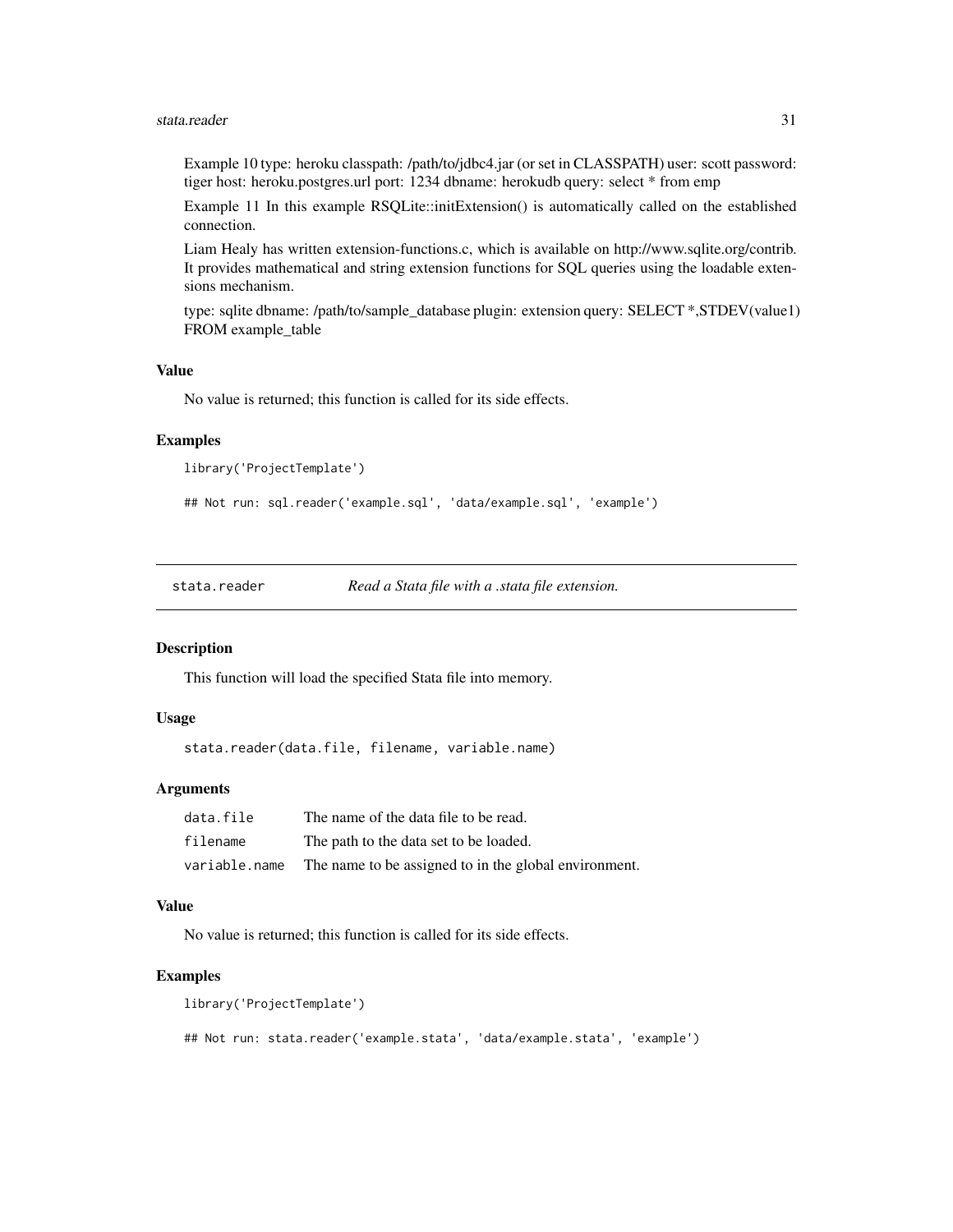Example 10 type: heroku classpath: /path/to/jdbc4.jar (or set in CLASSPATH) user: scott password: tiger host: heroku.postgres.url port: 1234 dbname: herokudb query: select * from emp

Example 11 In this example RSQLite::initExtension() is automatically called on the established connection.

Liam Healy has written extension-functions.c, which is available on http://www.sqlite.org/contrib. It provides mathematical and string extension functions for SQL queries using the loadable extensions mechanism.

type: sqlite dbname: /path/to/sample_database plugin: extension query: SELECT *,STDEV(value1) FROM example_table

### Value

No value is returned; this function is called for its side effects.

### Examples

```
library('ProjectTemplate')

## Not run: sql.reader('example.sql', 'data/example.sql', 'example')
```

---

## stata.reader — *Read a Stata file with a .stata file extension.*

---

### Description

This function will load the specified Stata file into memory.

### Usage

```
stata.reader(data.file, filename, variable.name)
```

### Arguments

| | |
|---|---|
| data.file | The name of the data file to be read. |
| filename | The path to the data set to be loaded. |
| variable.name | The name to be assigned to in the global environment. |

### Value

No value is returned; this function is called for its side effects.

### Examples

```
library('ProjectTemplate')

## Not run: stata.reader('example.stata', 'data/example.stata', 'example')
```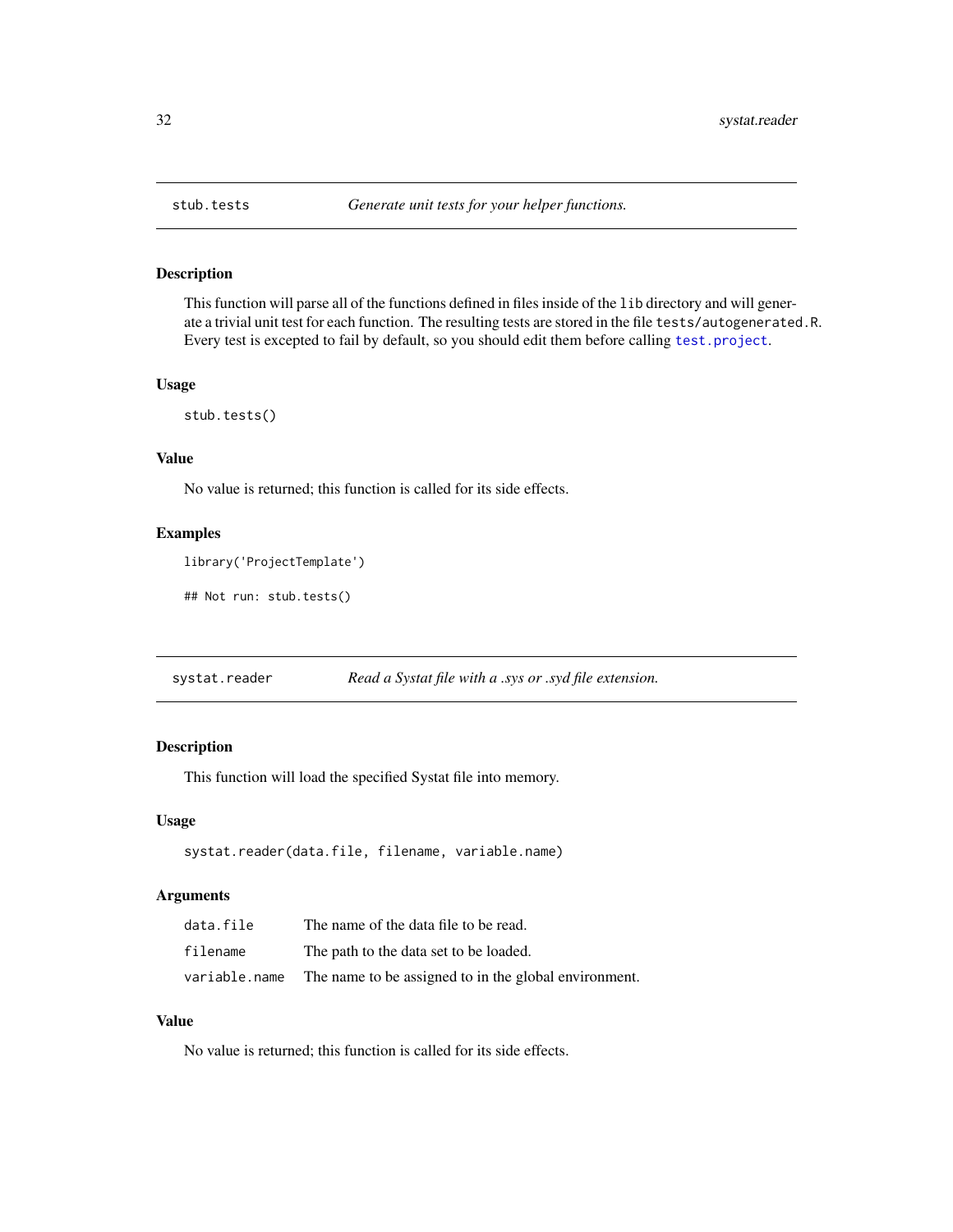## stub.tests *Generate unit tests for your helper functions.*

### Description

This function will parse all of the functions defined in files inside of the `lib` directory and will generate a trivial unit test for each function. The resulting tests are stored in the file `tests/autogenerated.R`. Every test is excepted to fail by default, so you should edit them before calling `test.project`.

### Usage

```
stub.tests()
```

### Value

No value is returned; this function is called for its side effects.

### Examples

```
library('ProjectTemplate')

## Not run: stub.tests()
```

## systat.reader *Read a Systat file with a .sys or .syd file extension.*

### Description

This function will load the specified Systat file into memory.

### Usage

```
systat.reader(data.file, filename, variable.name)
```

### Arguments

| | |
|---|---|
| `data.file` | The name of the data file to be read. |
| `filename` | The path to the data set to be loaded. |
| `variable.name` | The name to be assigned to in the global environment. |

### Value

No value is returned; this function is called for its side effects.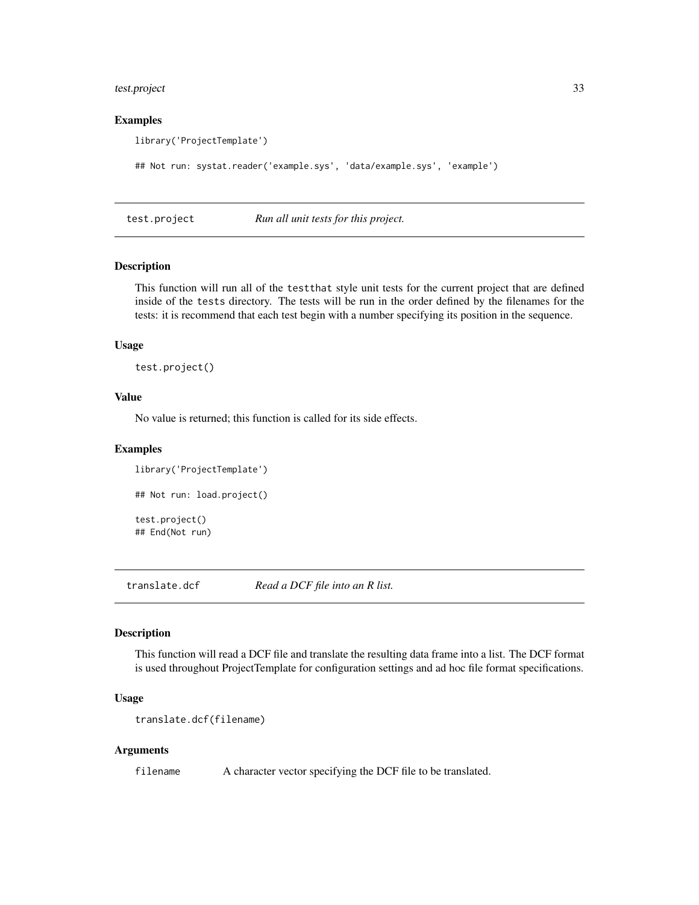### Examples

```
library('ProjectTemplate')

## Not run: systat.reader('example.sys', 'data/example.sys', 'example')
```

## test.project — *Run all unit tests for this project.*

### Description

This function will run all of the testthat style unit tests for the current project that are defined inside of the tests directory. The tests will be run in the order defined by the filenames for the tests: it is recommend that each test begin with a number specifying its position in the sequence.

### Usage

```
test.project()
```

### Value

No value is returned; this function is called for its side effects.

### Examples

```
library('ProjectTemplate')

## Not run: load.project()

test.project()
## End(Not run)
```

## translate.dcf — *Read a DCF file into an R list.*

### Description

This function will read a DCF file and translate the resulting data frame into a list. The DCF format is used throughout ProjectTemplate for configuration settings and ad hoc file format specifications.

### Usage

```
translate.dcf(filename)
```

### Arguments

| | |
|---|---|
| filename | A character vector specifying the DCF file to be translated. |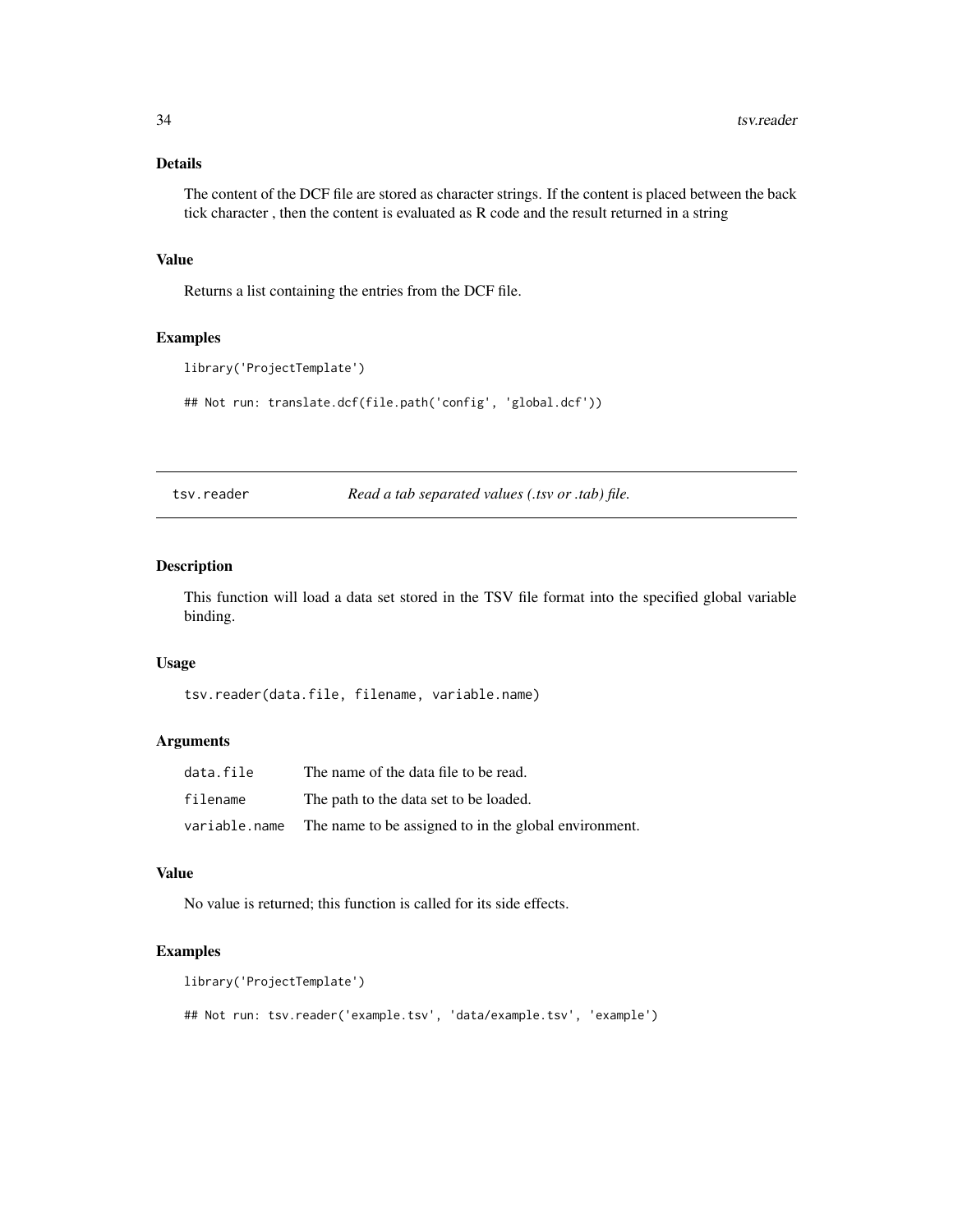### Details

The content of the DCF file are stored as character strings. If the content is placed between the back tick character , then the content is evaluated as R code and the result returned in a string

### Value

Returns a list containing the entries from the DCF file.

### Examples

```
library('ProjectTemplate')

## Not run: translate.dcf(file.path('config', 'global.dcf'))
```

---

## tsv.reader — *Read a tab separated values (.tsv or .tab) file.*

---

### Description

This function will load a data set stored in the TSV file format into the specified global variable binding.

### Usage

```
tsv.reader(data.file, filename, variable.name)
```

### Arguments

| | |
|---|---|
| `data.file` | The name of the data file to be read. |
| `filename` | The path to the data set to be loaded. |
| `variable.name` | The name to be assigned to in the global environment. |

### Value

No value is returned; this function is called for its side effects.

### Examples

```
library('ProjectTemplate')

## Not run: tsv.reader('example.tsv', 'data/example.tsv', 'example')
```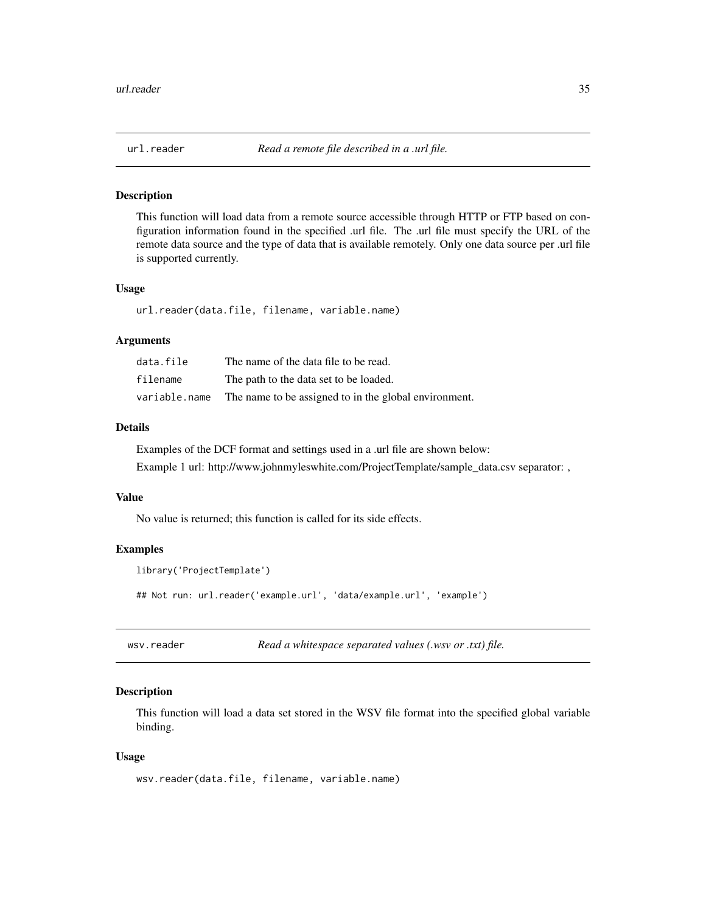## url.reader *Read a remote file described in a .url file.*

### Description

This function will load data from a remote source accessible through HTTP or FTP based on configuration information found in the specified .url file. The .url file must specify the URL of the remote data source and the type of data that is available remotely. Only one data source per .url file is supported currently.

### Usage

```
url.reader(data.file, filename, variable.name)
```

### Arguments

| | |
|---|---|
| data.file | The name of the data file to be read. |
| filename | The path to the data set to be loaded. |
| variable.name | The name to be assigned to in the global environment. |

### Details

Examples of the DCF format and settings used in a .url file are shown below:

Example 1 url: http://www.johnmyleswhite.com/ProjectTemplate/sample_data.csv separator: ,

### Value

No value is returned; this function is called for its side effects.

### Examples

```
library('ProjectTemplate')

## Not run: url.reader('example.url', 'data/example.url', 'example')
```

## wsv.reader *Read a whitespace separated values (.wsv or .txt) file.*

### Description

This function will load a data set stored in the WSV file format into the specified global variable binding.

### Usage

```
wsv.reader(data.file, filename, variable.name)
```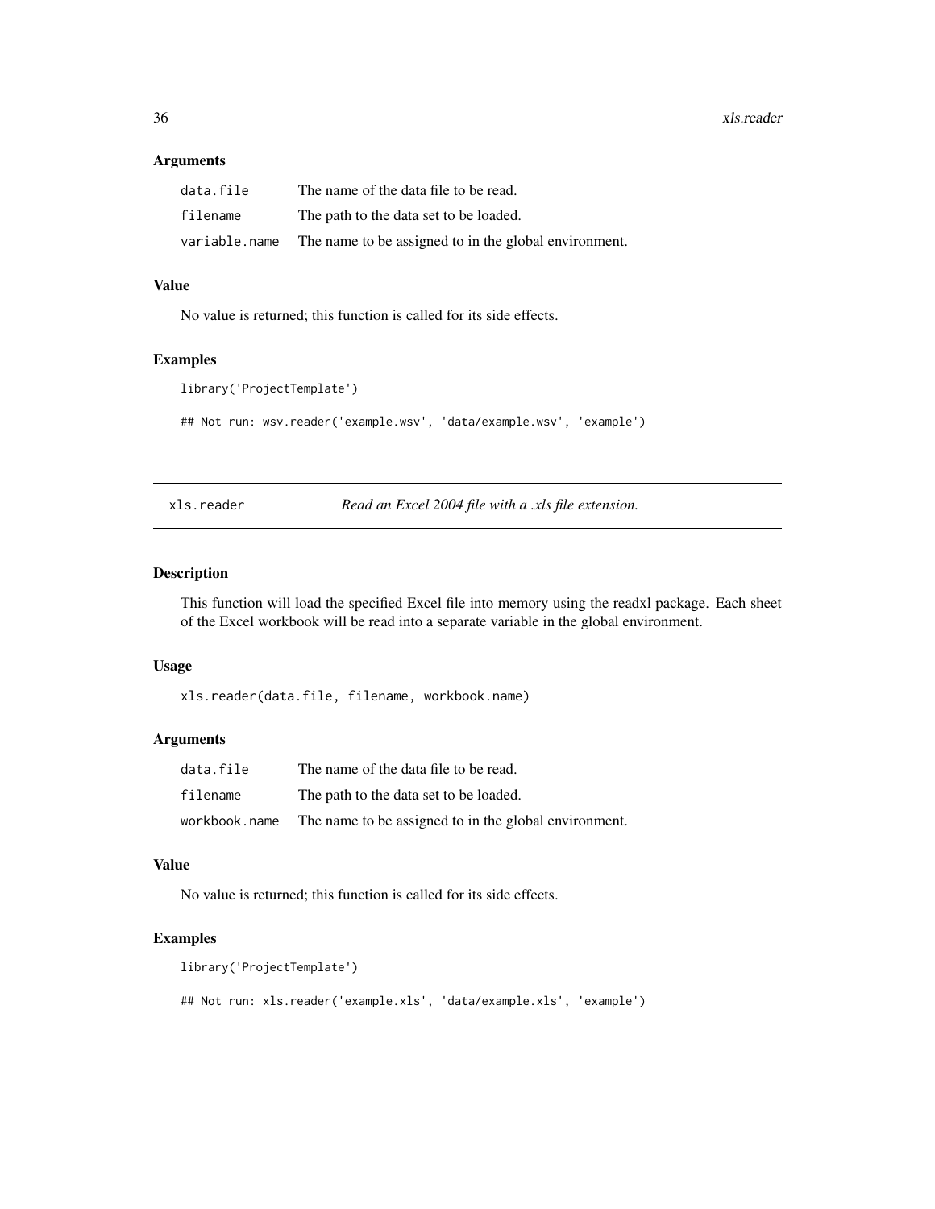### Arguments

| | |
|---|---|
| `data.file` | The name of the data file to be read. |
| `filename` | The path to the data set to be loaded. |
| `variable.name` | The name to be assigned to in the global environment. |

### Value

No value is returned; this function is called for its side effects.

### Examples

```
library('ProjectTemplate')

## Not run: wsv.reader('example.wsv', 'data/example.wsv', 'example')
```

---

## xls.reader — *Read an Excel 2004 file with a .xls file extension.*

---

### Description

This function will load the specified Excel file into memory using the readxl package. Each sheet of the Excel workbook will be read into a separate variable in the global environment.

### Usage

```
xls.reader(data.file, filename, workbook.name)
```

### Arguments

| | |
|---|---|
| `data.file` | The name of the data file to be read. |
| `filename` | The path to the data set to be loaded. |
| `workbook.name` | The name to be assigned to in the global environment. |

### Value

No value is returned; this function is called for its side effects.

### Examples

```
library('ProjectTemplate')

## Not run: xls.reader('example.xls', 'data/example.xls', 'example')
```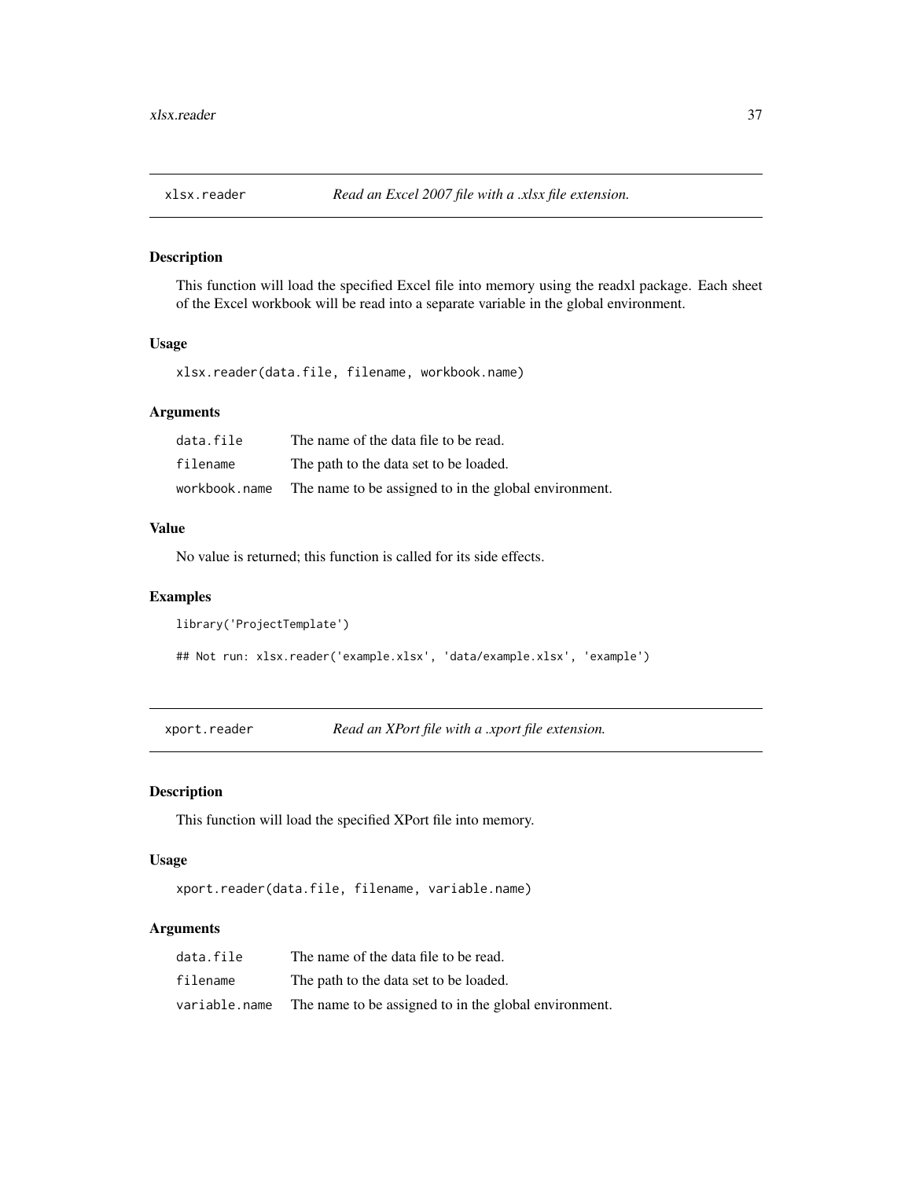## xlsx.reader — *Read an Excel 2007 file with a .xlsx file extension.*

### Description

This function will load the specified Excel file into memory using the readxl package. Each sheet of the Excel workbook will be read into a separate variable in the global environment.

### Usage

```
xlsx.reader(data.file, filename, workbook.name)
```

### Arguments

| | |
|---|---|
| `data.file` | The name of the data file to be read. |
| `filename` | The path to the data set to be loaded. |
| `workbook.name` | The name to be assigned to in the global environment. |

### Value

No value is returned; this function is called for its side effects.

### Examples

```
library('ProjectTemplate')

## Not run: xlsx.reader('example.xlsx', 'data/example.xlsx', 'example')
```

## xport.reader — *Read an XPort file with a .xport file extension.*

### Description

This function will load the specified XPort file into memory.

### Usage

```
xport.reader(data.file, filename, variable.name)
```

### Arguments

| | |
|---|---|
| `data.file` | The name of the data file to be read. |
| `filename` | The path to the data set to be loaded. |
| `variable.name` | The name to be assigned to in the global environment. |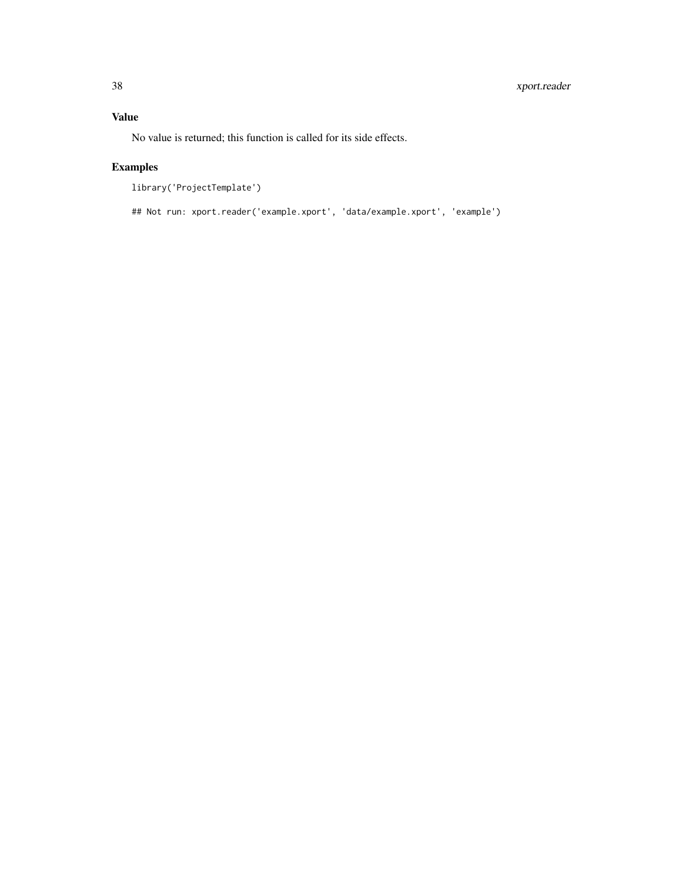## Value

No value is returned; this function is called for its side effects.

## Examples

```
library('ProjectTemplate')

## Not run: xport.reader('example.xport', 'data/example.xport', 'example')
```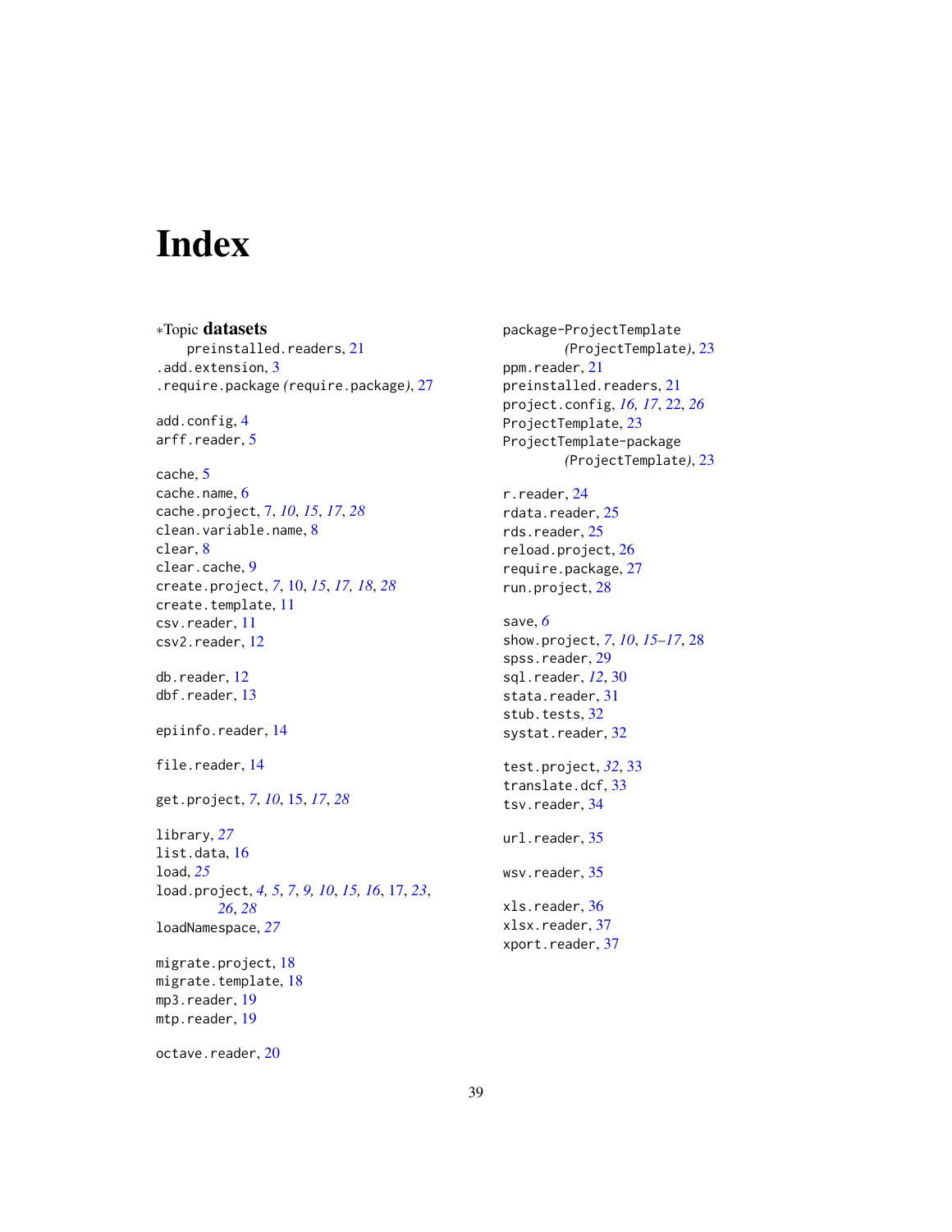# Index

∗Topic **datasets**
  preinstalled.readers, 21

.add.extension, 3
.require.package (require.package), 27

add.config, 4
arff.reader, 5

cache, 5
cache.name, 6
cache.project, 7, *10*, *15*, *17*, *28*
clean.variable.name, 8
clear, 8
clear.cache, 9
create.project, *7*, 10, *15*, *17*, *18*, *28*
create.template, 11
csv.reader, 11
csv2.reader, 12

db.reader, 12
dbf.reader, 13

epiinfo.reader, 14

file.reader, 14

get.project, *7*, *10*, 15, *17*, *28*

library, *27*
list.data, 16
load, *25*
load.project, *4*, *5*, *7*, *9*, *10*, *15*, *16*, 17, *23*, *26*, *28*
loadNamespace, *27*

migrate.project, 18
migrate.template, 18
mp3.reader, 19
mtp.reader, 19

octave.reader, 20

package-ProjectTemplate (ProjectTemplate), 23
ppm.reader, 21
preinstalled.readers, 21
project.config, *16*, *17*, 22, *26*
ProjectTemplate, 23
ProjectTemplate-package (ProjectTemplate), 23

r.reader, 24
rdata.reader, 25
rds.reader, 25
reload.project, 26
require.package, 27
run.project, 28

save, *6*
show.project, *7*, *10*, *15–17*, 28
spss.reader, 29
sql.reader, *12*, 30
stata.reader, 31
stub.tests, 32
systat.reader, 32

test.project, *32*, 33
translate.dcf, 33
tsv.reader, 34

url.reader, 35

wsv.reader, 35

xls.reader, 36
xlsx.reader, 37
xport.reader, 37